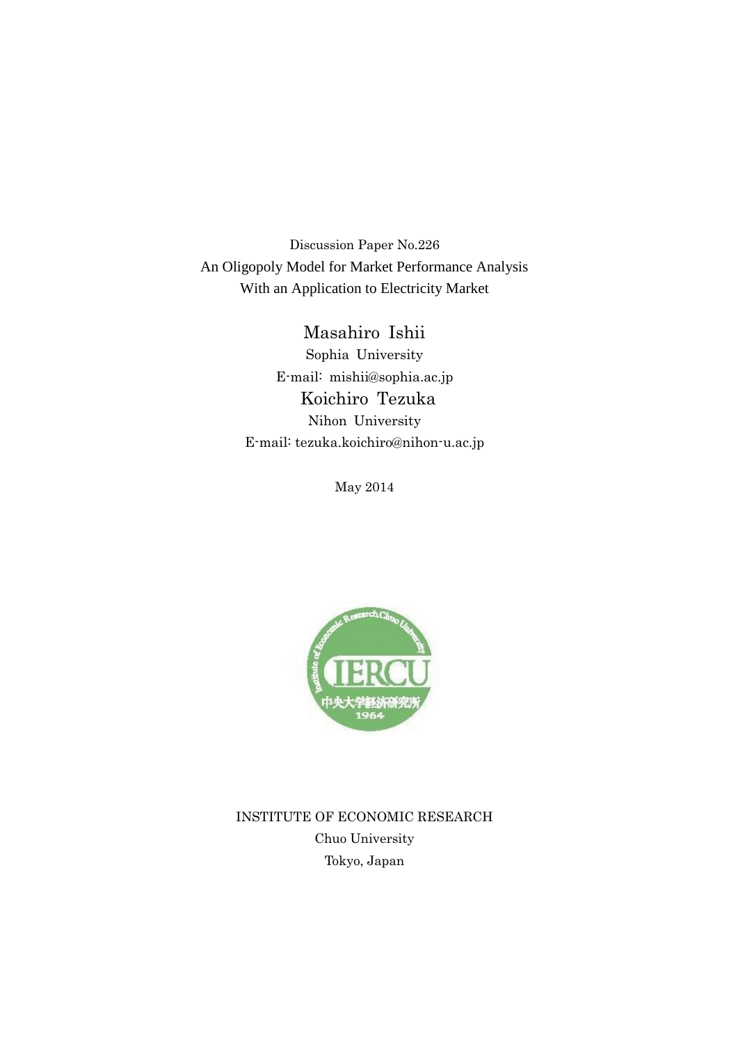Discussion Paper No.226

# An Oligopoly Model for Market Performance Analysis With an Application to Electricity Market

Masahiro Ishii

Sophia University

E-mail: mishii@sophia.ac.jp

Koichiro Tezuka

Nihon University

E-mail: tezuka.koichiro@nihon-u.ac.jp

May 2014

INSTITUTE OF ECONOMIC RESEARCH

Chuo University

Tokyo, Japan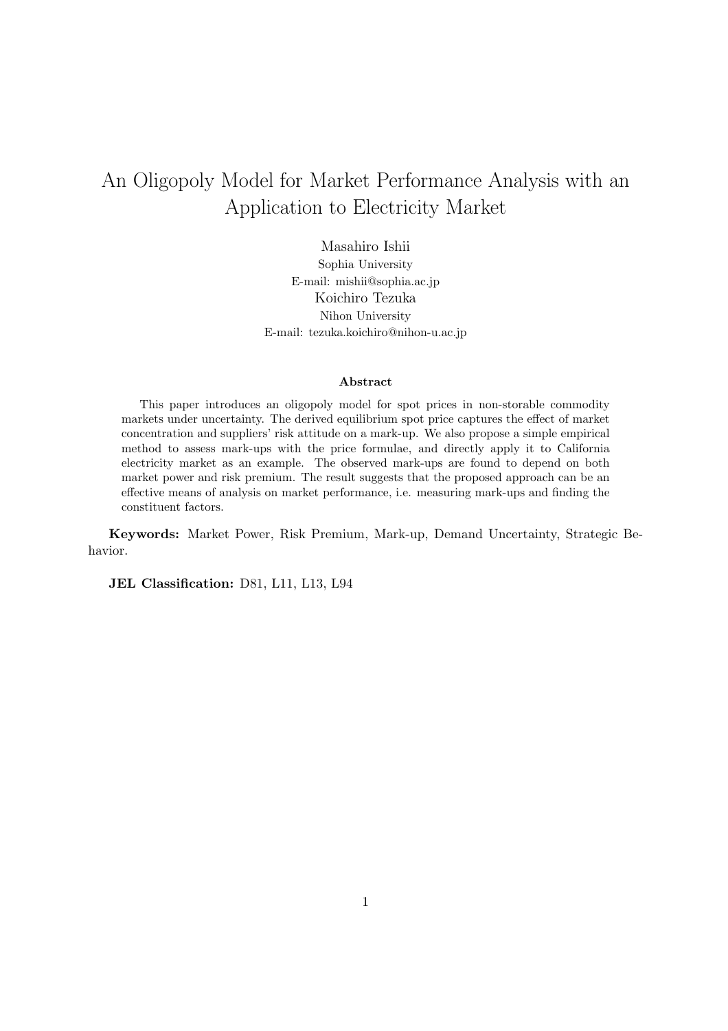# An Oligopoly Model for Market Performance Analysis with an Application to Electricity Market

Masahiro Ishii
Sophia University
E-mail: mishii@sophia.ac.jp

Koichiro Tezuka
Nihon University
E-mail: tezuka.koichiro@nihon-u.ac.jp

**Abstract**

This paper introduces an oligopoly model for spot prices in non-storable commodity markets under uncertainty. The derived equilibrium spot price captures the effect of market concentration and suppliers' risk attitude on a mark-up. We also propose a simple empirical method to assess mark-ups with the price formulae, and directly apply it to California electricity market as an example. The observed mark-ups are found to depend on both market power and risk premium. The result suggests that the proposed approach can be an effective means of analysis on market performance, i.e. measuring mark-ups and finding the constituent factors.

**Keywords:** Market Power, Risk Premium, Mark-up, Demand Uncertainty, Strategic Behavior.

**JEL Classification:** D81, L11, L13, L94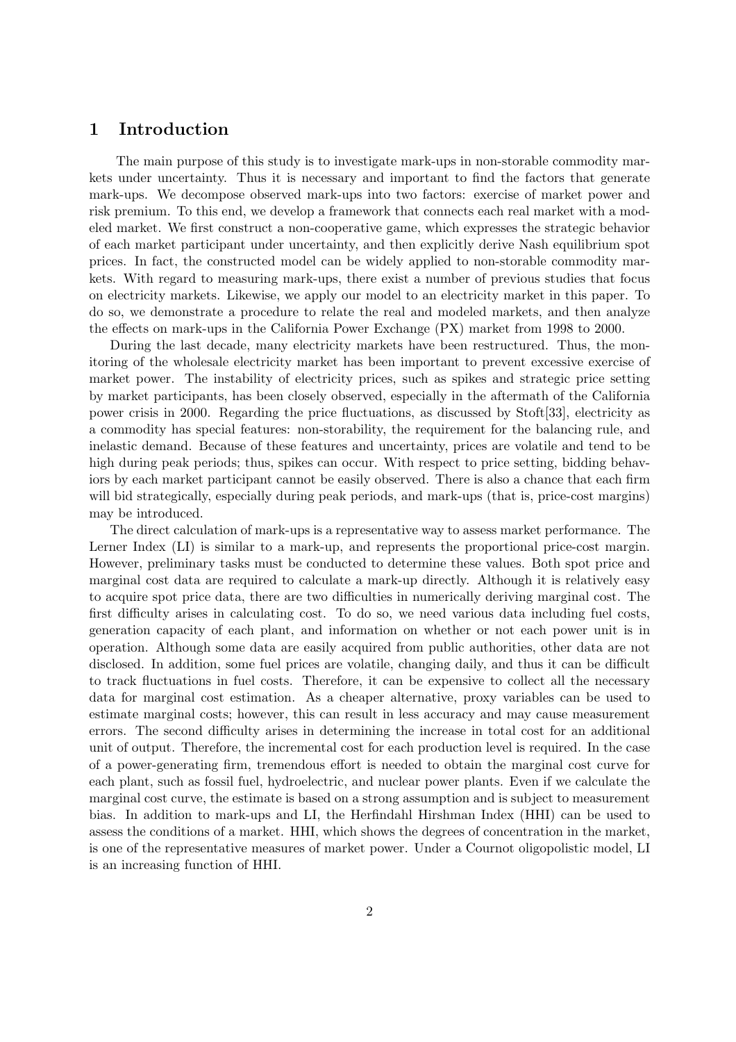# 1 Introduction

The main purpose of this study is to investigate mark-ups in non-storable commodity markets under uncertainty. Thus it is necessary and important to find the factors that generate mark-ups. We decompose observed mark-ups into two factors: exercise of market power and risk premium. To this end, we develop a framework that connects each real market with a modeled market. We first construct a non-cooperative game, which expresses the strategic behavior of each market participant under uncertainty, and then explicitly derive Nash equilibrium spot prices. In fact, the constructed model can be widely applied to non-storable commodity markets. With regard to measuring mark-ups, there exist a number of previous studies that focus on electricity markets. Likewise, we apply our model to an electricity market in this paper. To do so, we demonstrate a procedure to relate the real and modeled markets, and then analyze the effects on mark-ups in the California Power Exchange (PX) market from 1998 to 2000.

During the last decade, many electricity markets have been restructured. Thus, the monitoring of the wholesale electricity market has been important to prevent excessive exercise of market power. The instability of electricity prices, such as spikes and strategic price setting by market participants, has been closely observed, especially in the aftermath of the California power crisis in 2000. Regarding the price fluctuations, as discussed by Stoft[33], electricity as a commodity has special features: non-storability, the requirement for the balancing rule, and inelastic demand. Because of these features and uncertainty, prices are volatile and tend to be high during peak periods; thus, spikes can occur. With respect to price setting, bidding behaviors by each market participant cannot be easily observed. There is also a chance that each firm will bid strategically, especially during peak periods, and mark-ups (that is, price-cost margins) may be introduced.

The direct calculation of mark-ups is a representative way to assess market performance. The Lerner Index (LI) is similar to a mark-up, and represents the proportional price-cost margin. However, preliminary tasks must be conducted to determine these values. Both spot price and marginal cost data are required to calculate a mark-up directly. Although it is relatively easy to acquire spot price data, there are two difficulties in numerically deriving marginal cost. The first difficulty arises in calculating cost. To do so, we need various data including fuel costs, generation capacity of each plant, and information on whether or not each power unit is in operation. Although some data are easily acquired from public authorities, other data are not disclosed. In addition, some fuel prices are volatile, changing daily, and thus it can be difficult to track fluctuations in fuel costs. Therefore, it can be expensive to collect all the necessary data for marginal cost estimation. As a cheaper alternative, proxy variables can be used to estimate marginal costs; however, this can result in less accuracy and may cause measurement errors. The second difficulty arises in determining the increase in total cost for an additional unit of output. Therefore, the incremental cost for each production level is required. In the case of a power-generating firm, tremendous effort is needed to obtain the marginal cost curve for each plant, such as fossil fuel, hydroelectric, and nuclear power plants. Even if we calculate the marginal cost curve, the estimate is based on a strong assumption and is subject to measurement bias. In addition to mark-ups and LI, the Herfindahl Hirshman Index (HHI) can be used to assess the conditions of a market. HHI, which shows the degrees of concentration in the market, is one of the representative measures of market power. Under a Cournot oligopolistic model, LI is an increasing function of HHI.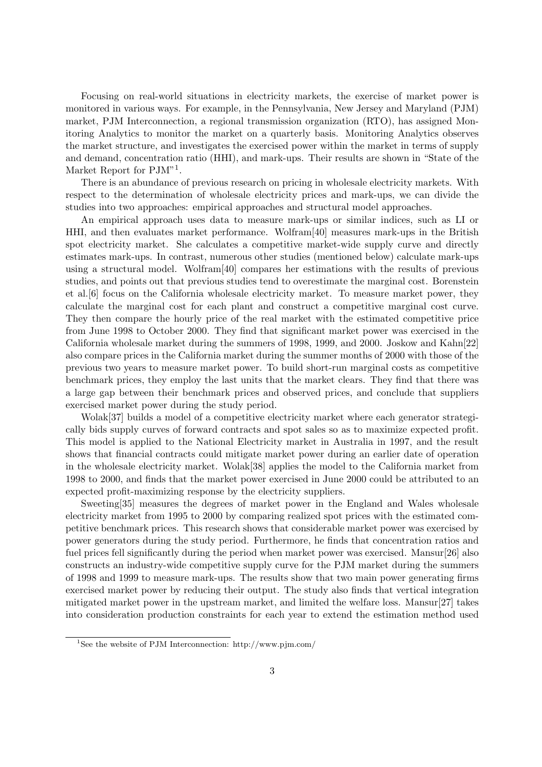Focusing on real-world situations in electricity markets, the exercise of market power is monitored in various ways. For example, in the Pennsylvania, New Jersey and Maryland (PJM) market, PJM Interconnection, a regional transmission organization (RTO), has assigned Monitoring Analytics to monitor the market on a quarterly basis. Monitoring Analytics observes the market structure, and investigates the exercised power within the market in terms of supply and demand, concentration ratio (HHI), and mark-ups. Their results are shown in "State of the Market Report for PJM"[1].

There is an abundance of previous research on pricing in wholesale electricity markets. With respect to the determination of wholesale electricity prices and mark-ups, we can divide the studies into two approaches: empirical approaches and structural model approaches.

An empirical approach uses data to measure mark-ups or similar indices, such as LI or HHI, and then evaluates market performance. Wolfram[40] measures mark-ups in the British spot electricity market. She calculates a competitive market-wide supply curve and directly estimates mark-ups. In contrast, numerous other studies (mentioned below) calculate mark-ups using a structural model. Wolfram[40] compares her estimations with the results of previous studies, and points out that previous studies tend to overestimate the marginal cost. Borenstein et al.[6] focus on the California wholesale electricity market. To measure market power, they calculate the marginal cost for each plant and construct a competitive marginal cost curve. They then compare the hourly price of the real market with the estimated competitive price from June 1998 to October 2000. They find that significant market power was exercised in the California wholesale market during the summers of 1998, 1999, and 2000. Joskow and Kahn[22] also compare prices in the California market during the summer months of 2000 with those of the previous two years to measure market power. To build short-run marginal costs as competitive benchmark prices, they employ the last units that the market clears. They find that there was a large gap between their benchmark prices and observed prices, and conclude that suppliers exercised market power during the study period.

Wolak[37] builds a model of a competitive electricity market where each generator strategically bids supply curves of forward contracts and spot sales so as to maximize expected profit. This model is applied to the National Electricity market in Australia in 1997, and the result shows that financial contracts could mitigate market power during an earlier date of operation in the wholesale electricity market. Wolak[38] applies the model to the California market from 1998 to 2000, and finds that the market power exercised in June 2000 could be attributed to an expected profit-maximizing response by the electricity suppliers.

Sweeting[35] measures the degrees of market power in the England and Wales wholesale electricity market from 1995 to 2000 by comparing realized spot prices with the estimated competitive benchmark prices. This research shows that considerable market power was exercised by power generators during the study period. Furthermore, he finds that concentration ratios and fuel prices fell significantly during the period when market power was exercised. Mansur[26] also constructs an industry-wide competitive supply curve for the PJM market during the summers of 1998 and 1999 to measure mark-ups. The results show that two main power generating firms exercised market power by reducing their output. The study also finds that vertical integration mitigated market power in the upstream market, and limited the welfare loss. Mansur[27] takes into consideration production constraints for each year to extend the estimation method used

[1] See the website of PJM Interconnection: http://www.pjm.com/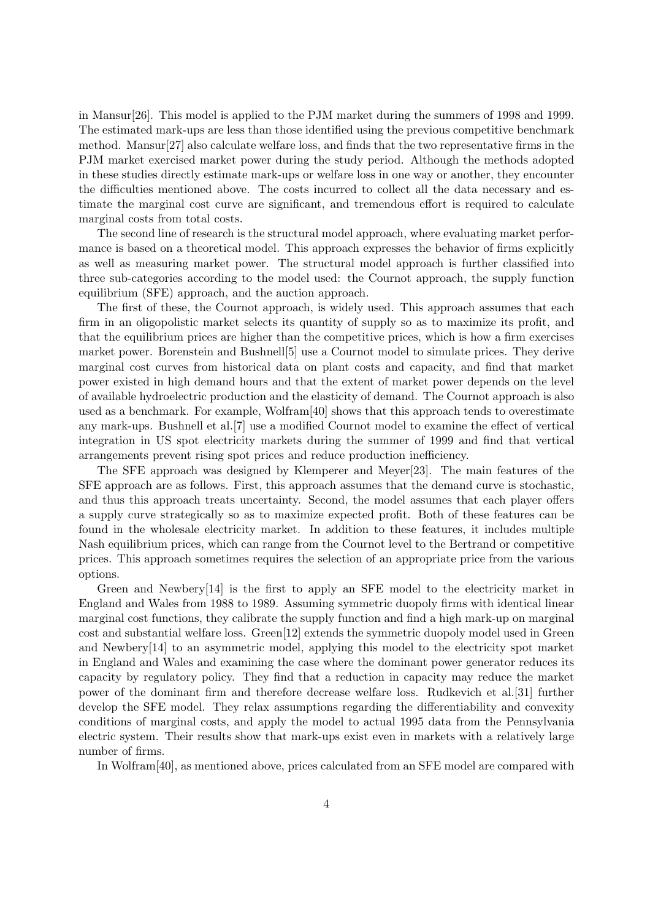in Mansur[26]. This model is applied to the PJM market during the summers of 1998 and 1999. The estimated mark-ups are less than those identified using the previous competitive benchmark method. Mansur[27] also calculate welfare loss, and finds that the two representative firms in the PJM market exercised market power during the study period. Although the methods adopted in these studies directly estimate mark-ups or welfare loss in one way or another, they encounter the difficulties mentioned above. The costs incurred to collect all the data necessary and estimate the marginal cost curve are significant, and tremendous effort is required to calculate marginal costs from total costs.

The second line of research is the structural model approach, where evaluating market performance is based on a theoretical model. This approach expresses the behavior of firms explicitly as well as measuring market power. The structural model approach is further classified into three sub-categories according to the model used: the Cournot approach, the supply function equilibrium (SFE) approach, and the auction approach.

The first of these, the Cournot approach, is widely used. This approach assumes that each firm in an oligopolistic market selects its quantity of supply so as to maximize its profit, and that the equilibrium prices are higher than the competitive prices, which is how a firm exercises market power. Borenstein and Bushnell[5] use a Cournot model to simulate prices. They derive marginal cost curves from historical data on plant costs and capacity, and find that market power existed in high demand hours and that the extent of market power depends on the level of available hydroelectric production and the elasticity of demand. The Cournot approach is also used as a benchmark. For example, Wolfram[40] shows that this approach tends to overestimate any mark-ups. Bushnell et al.[7] use a modified Cournot model to examine the effect of vertical integration in US spot electricity markets during the summer of 1999 and find that vertical arrangements prevent rising spot prices and reduce production inefficiency.

The SFE approach was designed by Klemperer and Meyer[23]. The main features of the SFE approach are as follows. First, this approach assumes that the demand curve is stochastic, and thus this approach treats uncertainty. Second, the model assumes that each player offers a supply curve strategically so as to maximize expected profit. Both of these features can be found in the wholesale electricity market. In addition to these features, it includes multiple Nash equilibrium prices, which can range from the Cournot level to the Bertrand or competitive prices. This approach sometimes requires the selection of an appropriate price from the various options.

Green and Newbery[14] is the first to apply an SFE model to the electricity market in England and Wales from 1988 to 1989. Assuming symmetric duopoly firms with identical linear marginal cost functions, they calibrate the supply function and find a high mark-up on marginal cost and substantial welfare loss. Green[12] extends the symmetric duopoly model used in Green and Newbery[14] to an asymmetric model, applying this model to the electricity spot market in England and Wales and examining the case where the dominant power generator reduces its capacity by regulatory policy. They find that a reduction in capacity may reduce the market power of the dominant firm and therefore decrease welfare loss. Rudkevich et al.[31] further develop the SFE model. They relax assumptions regarding the differentiability and convexity conditions of marginal costs, and apply the model to actual 1995 data from the Pennsylvania electric system. Their results show that mark-ups exist even in markets with a relatively large number of firms.

In Wolfram[40], as mentioned above, prices calculated from an SFE model are compared with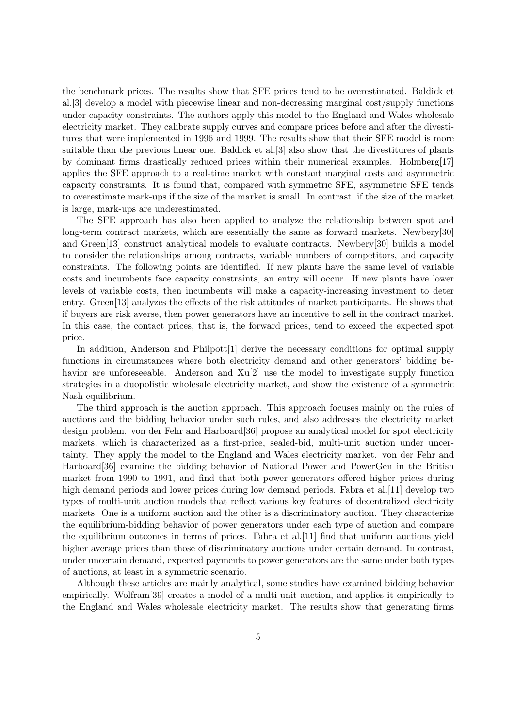the benchmark prices. The results show that SFE prices tend to be overestimated. Baldick et al.[3] develop a model with piecewise linear and non-decreasing marginal cost/supply functions under capacity constraints. The authors apply this model to the England and Wales wholesale electricity market. They calibrate supply curves and compare prices before and after the divestitures that were implemented in 1996 and 1999. The results show that their SFE model is more suitable than the previous linear one. Baldick et al.[3] also show that the divestitures of plants by dominant firms drastically reduced prices within their numerical examples. Holmberg[17] applies the SFE approach to a real-time market with constant marginal costs and asymmetric capacity constraints. It is found that, compared with symmetric SFE, asymmetric SFE tends to overestimate mark-ups if the size of the market is small. In contrast, if the size of the market is large, mark-ups are underestimated.

The SFE approach has also been applied to analyze the relationship between spot and long-term contract markets, which are essentially the same as forward markets. Newbery[30] and Green[13] construct analytical models to evaluate contracts. Newbery[30] builds a model to consider the relationships among contracts, variable numbers of competitors, and capacity constraints. The following points are identified. If new plants have the same level of variable costs and incumbents face capacity constraints, an entry will occur. If new plants have lower levels of variable costs, then incumbents will make a capacity-increasing investment to deter entry. Green[13] analyzes the effects of the risk attitudes of market participants. He shows that if buyers are risk averse, then power generators have an incentive to sell in the contract market. In this case, the contact prices, that is, the forward prices, tend to exceed the expected spot price.

In addition, Anderson and Philpott[1] derive the necessary conditions for optimal supply functions in circumstances where both electricity demand and other generators' bidding behavior are unforeseeable. Anderson and Xu[2] use the model to investigate supply function strategies in a duopolistic wholesale electricity market, and show the existence of a symmetric Nash equilibrium.

The third approach is the auction approach. This approach focuses mainly on the rules of auctions and the bidding behavior under such rules, and also addresses the electricity market design problem. von der Fehr and Harboard[36] propose an analytical model for spot electricity markets, which is characterized as a first-price, sealed-bid, multi-unit auction under uncertainty. They apply the model to the England and Wales electricity market. von der Fehr and Harboard[36] examine the bidding behavior of National Power and PowerGen in the British market from 1990 to 1991, and find that both power generators offered higher prices during high demand periods and lower prices during low demand periods. Fabra et al.[11] develop two types of multi-unit auction models that reflect various key features of decentralized electricity markets. One is a uniform auction and the other is a discriminatory auction. They characterize the equilibrium-bidding behavior of power generators under each type of auction and compare the equilibrium outcomes in terms of prices. Fabra et al.[11] find that uniform auctions yield higher average prices than those of discriminatory auctions under certain demand. In contrast, under uncertain demand, expected payments to power generators are the same under both types of auctions, at least in a symmetric scenario.

Although these articles are mainly analytical, some studies have examined bidding behavior empirically. Wolfram[39] creates a model of a multi-unit auction, and applies it empirically to the England and Wales wholesale electricity market. The results show that generating firms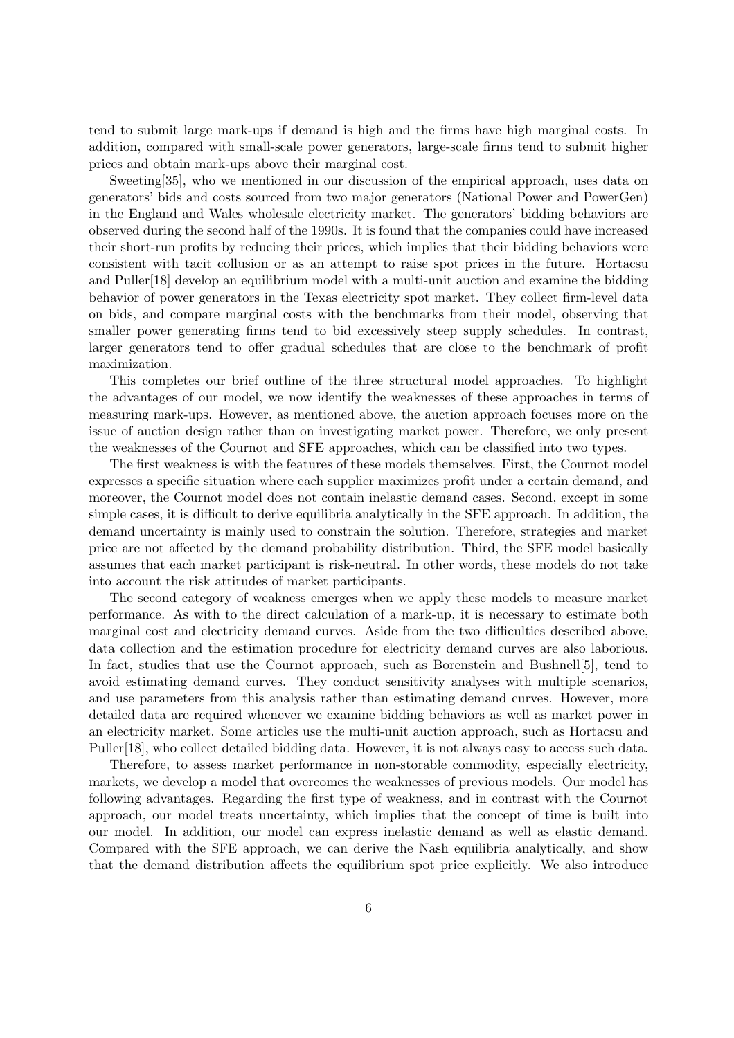tend to submit large mark-ups if demand is high and the firms have high marginal costs. In addition, compared with small-scale power generators, large-scale firms tend to submit higher prices and obtain mark-ups above their marginal cost.

Sweeting[35], who we mentioned in our discussion of the empirical approach, uses data on generators' bids and costs sourced from two major generators (National Power and PowerGen) in the England and Wales wholesale electricity market. The generators' bidding behaviors are observed during the second half of the 1990s. It is found that the companies could have increased their short-run profits by reducing their prices, which implies that their bidding behaviors were consistent with tacit collusion or as an attempt to raise spot prices in the future. Hortacsu and Puller[18] develop an equilibrium model with a multi-unit auction and examine the bidding behavior of power generators in the Texas electricity spot market. They collect firm-level data on bids, and compare marginal costs with the benchmarks from their model, observing that smaller power generating firms tend to bid excessively steep supply schedules. In contrast, larger generators tend to offer gradual schedules that are close to the benchmark of profit maximization.

This completes our brief outline of the three structural model approaches. To highlight the advantages of our model, we now identify the weaknesses of these approaches in terms of measuring mark-ups. However, as mentioned above, the auction approach focuses more on the issue of auction design rather than on investigating market power. Therefore, we only present the weaknesses of the Cournot and SFE approaches, which can be classified into two types.

The first weakness is with the features of these models themselves. First, the Cournot model expresses a specific situation where each supplier maximizes profit under a certain demand, and moreover, the Cournot model does not contain inelastic demand cases. Second, except in some simple cases, it is difficult to derive equilibria analytically in the SFE approach. In addition, the demand uncertainty is mainly used to constrain the solution. Therefore, strategies and market price are not affected by the demand probability distribution. Third, the SFE model basically assumes that each market participant is risk-neutral. In other words, these models do not take into account the risk attitudes of market participants.

The second category of weakness emerges when we apply these models to measure market performance. As with to the direct calculation of a mark-up, it is necessary to estimate both marginal cost and electricity demand curves. Aside from the two difficulties described above, data collection and the estimation procedure for electricity demand curves are also laborious. In fact, studies that use the Cournot approach, such as Borenstein and Bushnell[5], tend to avoid estimating demand curves. They conduct sensitivity analyses with multiple scenarios, and use parameters from this analysis rather than estimating demand curves. However, more detailed data are required whenever we examine bidding behaviors as well as market power in an electricity market. Some articles use the multi-unit auction approach, such as Hortacsu and Puller[18], who collect detailed bidding data. However, it is not always easy to access such data.

Therefore, to assess market performance in non-storable commodity, especially electricity, markets, we develop a model that overcomes the weaknesses of previous models. Our model has following advantages. Regarding the first type of weakness, and in contrast with the Cournot approach, our model treats uncertainty, which implies that the concept of time is built into our model. In addition, our model can express inelastic demand as well as elastic demand. Compared with the SFE approach, we can derive the Nash equilibria analytically, and show that the demand distribution affects the equilibrium spot price explicitly. We also introduce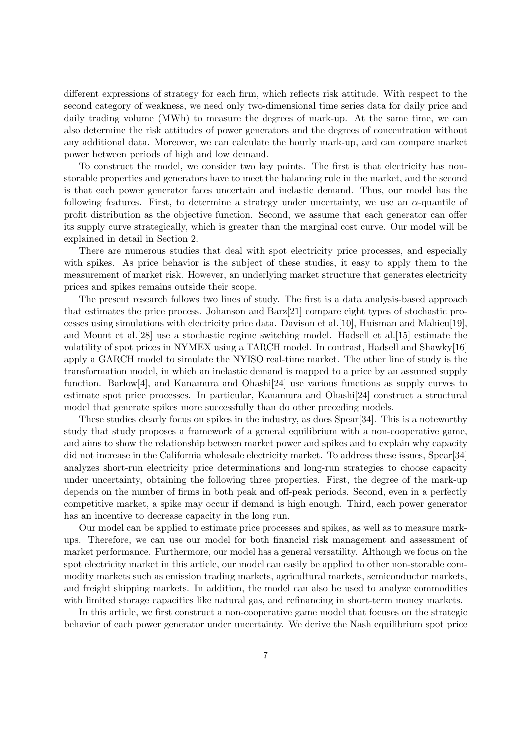different expressions of strategy for each firm, which reflects risk attitude. With respect to the second category of weakness, we need only two-dimensional time series data for daily price and daily trading volume (MWh) to measure the degrees of mark-up. At the same time, we can also determine the risk attitudes of power generators and the degrees of concentration without any additional data. Moreover, we can calculate the hourly mark-up, and can compare market power between periods of high and low demand.

To construct the model, we consider two key points. The first is that electricity has non-storable properties and generators have to meet the balancing rule in the market, and the second is that each power generator faces uncertain and inelastic demand. Thus, our model has the following features. First, to determine a strategy under uncertainty, we use an $\alpha$-quantile of profit distribution as the objective function. Second, we assume that each generator can offer its supply curve strategically, which is greater than the marginal cost curve. Our model will be explained in detail in Section 2.

There are numerous studies that deal with spot electricity price processes, and especially with spikes. As price behavior is the subject of these studies, it easy to apply them to the measurement of market risk. However, an underlying market structure that generates electricity prices and spikes remains outside their scope.

The present research follows two lines of study. The first is a data analysis-based approach that estimates the price process. Johanson and Barz[21] compare eight types of stochastic processes using simulations with electricity price data. Davison et al.[10], Huisman and Mahieu[19], and Mount et al.[28] use a stochastic regime switching model. Hadsell et al.[15] estimate the volatility of spot prices in NYMEX using a TARCH model. In contrast, Hadsell and Shawky[16] apply a GARCH model to simulate the NYISO real-time market. The other line of study is the transformation model, in which an inelastic demand is mapped to a price by an assumed supply function. Barlow[4], and Kanamura and Ohashi[24] use various functions as supply curves to estimate spot price processes. In particular, Kanamura and Ohashi[24] construct a structural model that generate spikes more successfully than do other preceding models.

These studies clearly focus on spikes in the industry, as does Spear[34]. This is a noteworthy study that study proposes a framework of a general equilibrium with a non-cooperative game, and aims to show the relationship between market power and spikes and to explain why capacity did not increase in the California wholesale electricity market. To address these issues, Spear[34] analyzes short-run electricity price determinations and long-run strategies to choose capacity under uncertainty, obtaining the following three properties. First, the degree of the mark-up depends on the number of firms in both peak and off-peak periods. Second, even in a perfectly competitive market, a spike may occur if demand is high enough. Third, each power generator has an incentive to decrease capacity in the long run.

Our model can be applied to estimate price processes and spikes, as well as to measure mark-ups. Therefore, we can use our model for both financial risk management and assessment of market performance. Furthermore, our model has a general versatility. Although we focus on the spot electricity market in this article, our model can easily be applied to other non-storable commodity markets such as emission trading markets, agricultural markets, semiconductor markets, and freight shipping markets. In addition, the model can also be used to analyze commodities with limited storage capacities like natural gas, and refinancing in short-term money markets.

In this article, we first construct a non-cooperative game model that focuses on the strategic behavior of each power generator under uncertainty. We derive the Nash equilibrium spot price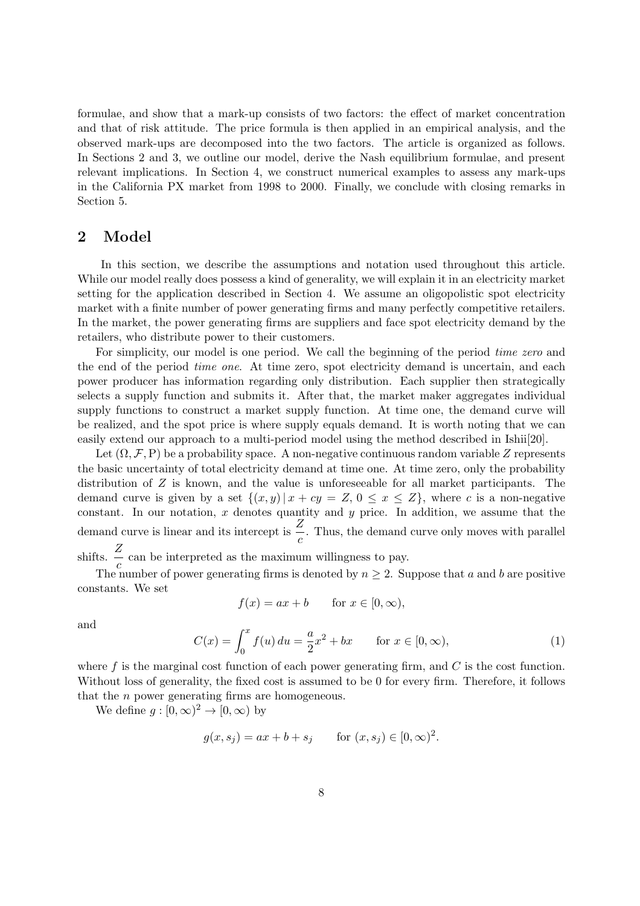formulae, and show that a mark-up consists of two factors: the effect of market concentration and that of risk attitude. The price formula is then applied in an empirical analysis, and the observed mark-ups are decomposed into the two factors. The article is organized as follows. In Sections 2 and 3, we outline our model, derive the Nash equilibrium formulae, and present relevant implications. In Section 4, we construct numerical examples to assess any mark-ups in the California PX market from 1998 to 2000. Finally, we conclude with closing remarks in Section 5.

## 2 Model

In this section, we describe the assumptions and notation used throughout this article. While our model really does possess a kind of generality, we will explain it in an electricity market setting for the application described in Section 4. We assume an oligopolistic spot electricity market with a finite number of power generating firms and many perfectly competitive retailers. In the market, the power generating firms are suppliers and face spot electricity demand by the retailers, who distribute power to their customers.

For simplicity, our model is one period. We call the beginning of the period *time zero* and the end of the period *time one*. At time zero, spot electricity demand is uncertain, and each power producer has information regarding only distribution. Each supplier then strategically selects a supply function and submits it. After that, the market maker aggregates individual supply functions to construct a market supply function. At time one, the demand curve will be realized, and the spot price is where supply equals demand. It is worth noting that we can easily extend our approach to a multi-period model using the method described in Ishii[20].

Let $(\Omega, \mathcal{F}, \mathrm{P})$ be a probability space. A non-negative continuous random variable $Z$ represents the basic uncertainty of total electricity demand at time one. At time zero, only the probability distribution of $Z$ is known, and the value is unforeseeable for all market participants. The demand curve is given by a set $\{(x, y) \,|\, x + cy = Z,\ 0 \leq x \leq Z\}$, where $c$ is a non-negative constant. In our notation, $x$ denotes quantity and $y$ price. In addition, we assume that the demand curve is linear and its intercept is $\dfrac{Z}{c}$. Thus, the demand curve only moves with parallel shifts. $\dfrac{Z}{c}$ can be interpreted as the maximum willingness to pay.

The number of power generating firms is denoted by $n \geq 2$. Suppose that $a$ and $b$ are positive constants. We set

$$f(x) = ax + b \qquad \text{for } x \in [0, \infty),$$

and

$$C(x) = \int_0^x f(u)\, du = \frac{a}{2}x^2 + bx \qquad \text{for } x \in [0, \infty), \tag{1}$$

where $f$ is the marginal cost function of each power generating firm, and $C$ is the cost function. Without loss of generality, the fixed cost is assumed to be 0 for every firm. Therefore, it follows that the $n$ power generating firms are homogeneous.

We define $g : [0, \infty)^2 \to [0, \infty)$ by

$$g(x, s_j) = ax + b + s_j \qquad \text{for } (x, s_j) \in [0, \infty)^2.$$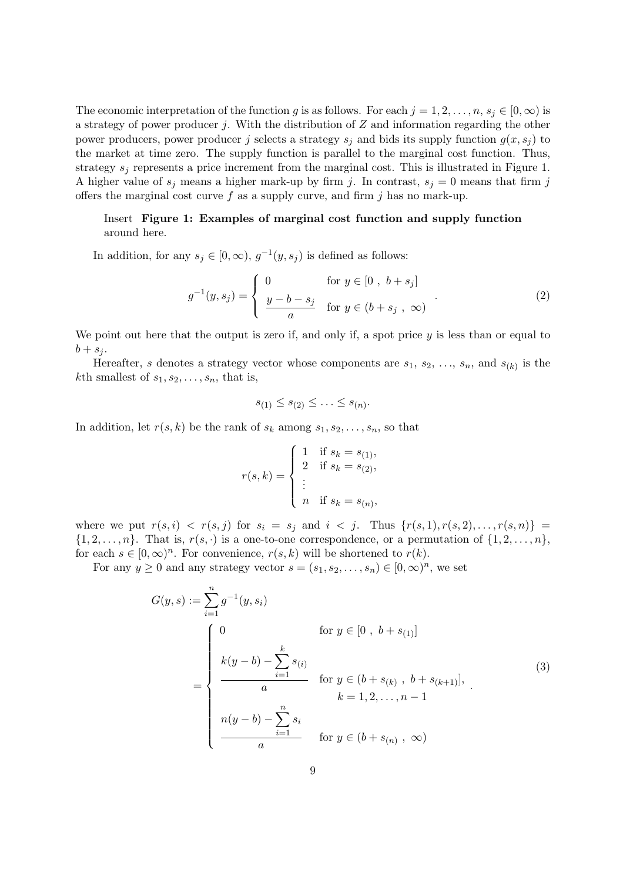The economic interpretation of the function $g$ is as follows. For each $j = 1, 2, \ldots, n$, $s_j \in [0, \infty)$ is a strategy of power producer $j$. With the distribution of $Z$ and information regarding the other power producers, power producer $j$ selects a strategy $s_j$ and bids its supply function $g(x, s_j)$ to the market at time zero. The supply function is parallel to the marginal cost function. Thus, strategy $s_j$ represents a price increment from the marginal cost. This is illustrated in Figure 1. A higher value of $s_j$ means a higher mark-up by firm $j$. In contrast, $s_j = 0$ means that firm $j$ offers the marginal cost curve $f$ as a supply curve, and firm $j$ has no mark-up.

Insert **Figure 1: Examples of marginal cost function and supply function** around here.

In addition, for any $s_j \in [0, \infty)$, $g^{-1}(y, s_j)$ is defined as follows:

$$g^{-1}(y, s_j) = \begin{cases} 0 & \text{for } y \in [0 \ , \ b + s_j] \\ \dfrac{y - b - s_j}{a} & \text{for } y \in (b + s_j \ , \ \infty) \end{cases} . \tag{2}$$

We point out here that the output is zero if, and only if, a spot price $y$ is less than or equal to $b + s_j$.

Hereafter, $s$ denotes a strategy vector whose components are $s_1, s_2, \ldots, s_n$, and $s_{(k)}$ is the $k$th smallest of $s_1, s_2, \ldots, s_n$, that is,

$$s_{(1)} \leq s_{(2)} \leq \ldots \leq s_{(n)}.$$

In addition, let $r(s, k)$ be the rank of $s_k$ among $s_1, s_2, \ldots, s_n$, so that

$$r(s, k) = \begin{cases} 1 & \text{if } s_k = s_{(1)}, \\ 2 & \text{if } s_k = s_{(2)}, \\ \vdots & \\ n & \text{if } s_k = s_{(n)}, \end{cases}$$

where we put $r(s, i) < r(s, j)$ for $s_i = s_j$ and $i < j$. Thus $\{r(s, 1), r(s, 2), \ldots, r(s, n)\} = \{1, 2, \ldots, n\}$. That is, $r(s, \cdot)$ is a one-to-one correspondence, or a permutation of $\{1, 2, \ldots, n\}$, for each $s \in [0, \infty)^n$. For convenience, $r(s, k)$ will be shortened to $r(k)$.

For any $y \geq 0$ and any strategy vector $s = (s_1, s_2, \ldots, s_n) \in [0, \infty)^n$, we set

$$\begin{aligned} G(y, s) &:= \sum_{i=1}^{n} g^{-1}(y, s_i) \\ &= \begin{cases} 0 & \text{for } y \in [0 \ , \ b + s_{(1)}] \\ \dfrac{k(y - b) - \sum_{i=1}^{k} s_{(i)}}{a} & \text{for } y \in (b + s_{(k)} \ , \ b + s_{(k+1)}], \\ & \quad k = 1, 2, \ldots, n-1 \\ \dfrac{n(y - b) - \sum_{i=1}^{n} s_i}{a} & \text{for } y \in (b + s_{(n)} \ , \ \infty) \end{cases} . \end{aligned} \tag{3}$$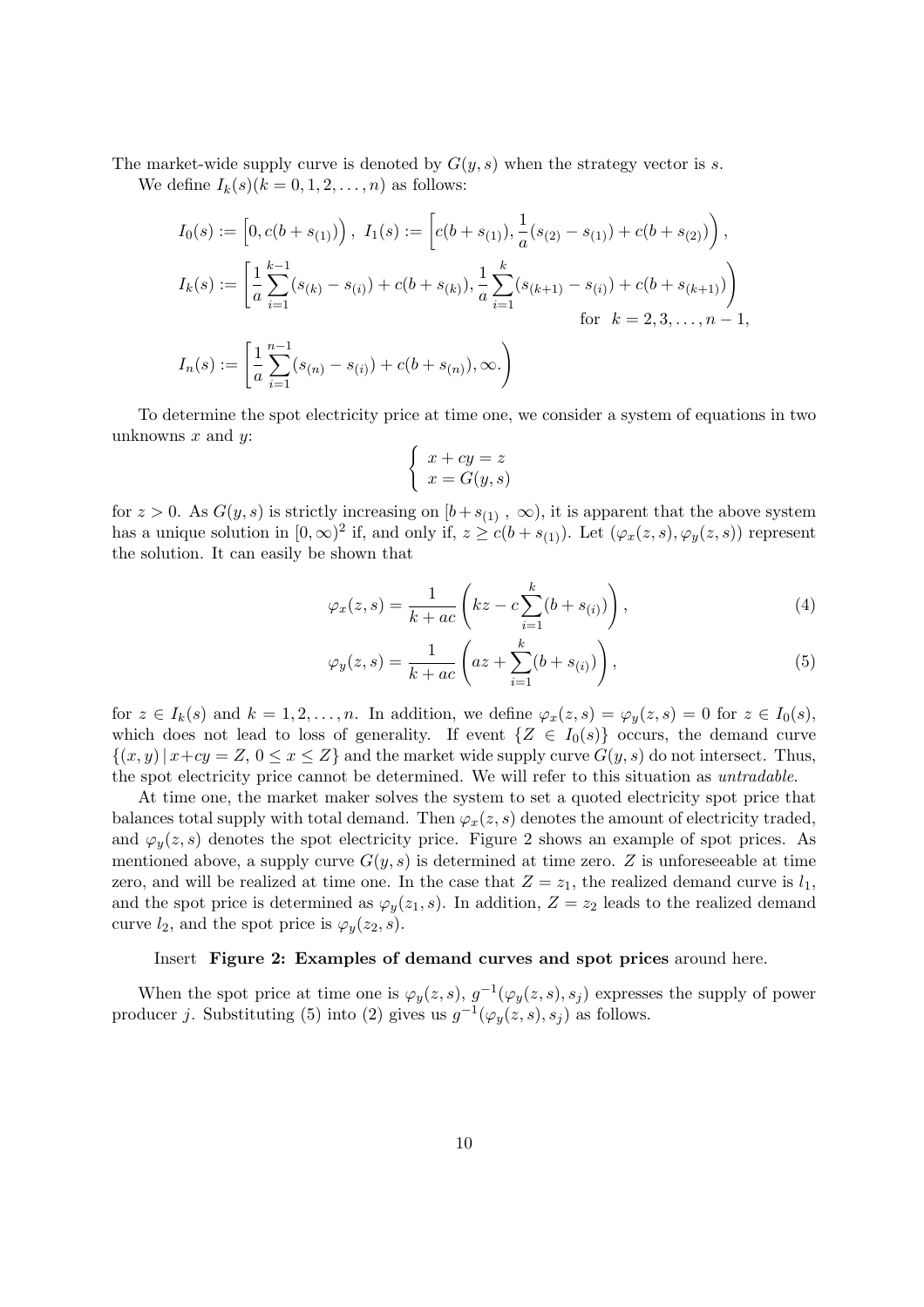The market-wide supply curve is denoted by $G(y, s)$ when the strategy vector is $s$.

We define $I_k(s) (k = 0, 1, 2, \ldots, n)$ as follows:

$$
\begin{aligned}
I_0(s) &:= \Big[0, c(b + s_{(1)})\Big), \ I_1(s) := \left[c(b + s_{(1)}), \frac{1}{a}(s_{(2)} - s_{(1)}) + c(b + s_{(2)})\right), \\
I_k(s) &:= \left[\frac{1}{a}\sum_{i=1}^{k-1}(s_{(k)} - s_{(i)}) + c(b + s_{(k)}), \frac{1}{a}\sum_{i=1}^{k}(s_{(k+1)} - s_{(i)}) + c(b + s_{(k+1)})\right) \\
&\qquad\qquad\qquad\qquad\qquad\qquad\qquad\qquad \text{for} \ \ k = 2, 3, \ldots, n-1, \\
I_n(s) &:= \left[\frac{1}{a}\sum_{i=1}^{n-1}(s_{(n)} - s_{(i)}) + c(b + s_{(n)}), \infty.\right)
\end{aligned}
$$

To determine the spot electricity price at time one, we consider a system of equations in two unknowns $x$ and $y$:

$$
\begin{cases} x + cy = z \\ x = G(y, s) \end{cases}
$$

for $z > 0$. As $G(y, s)$ is strictly increasing on $[b + s_{(1)} \ , \ \infty)$, it is apparent that the above system has a unique solution in $[0, \infty)^2$ if, and only if, $z \geq c(b + s_{(1)})$. Let $(\varphi_x(z, s), \varphi_y(z, s))$ represent the solution. It can easily be shown that

$$
\varphi_x(z, s) = \frac{1}{k + ac}\left(kz - c\sum_{i=1}^{k}(b + s_{(i)})\right), \tag{4}
$$

$$
\varphi_y(z, s) = \frac{1}{k + ac}\left(az + \sum_{i=1}^{k}(b + s_{(i)})\right), \tag{5}
$$

for $z \in I_k(s)$ and $k = 1, 2, \ldots, n$. In addition, we define $\varphi_x(z, s) = \varphi_y(z, s) = 0$ for $z \in I_0(s)$, which does not lead to loss of generality. If event $\{Z \in I_0(s)\}$ occurs, the demand curve $\{(x, y) \,|\, x + cy = Z, \ 0 \leq x \leq Z\}$ and the market wide supply curve $G(y, s)$ do not intersect. Thus, the spot electricity price cannot be determined. We will refer to this situation as *untradable*.

At time one, the market maker solves the system to set a quoted electricity spot price that balances total supply with total demand. Then $\varphi_x(z, s)$ denotes the amount of electricity traded, and $\varphi_y(z, s)$ denotes the spot electricity price. Figure 2 shows an example of spot prices. As mentioned above, a supply curve $G(y, s)$ is determined at time zero. $Z$ is unforeseeable at time zero, and will be realized at time one. In the case that $Z = z_1$, the realized demand curve is $l_1$, and the spot price is determined as $\varphi_y(z_1, s)$. In addition, $Z = z_2$ leads to the realized demand curve $l_2$, and the spot price is $\varphi_y(z_2, s)$.

Insert **Figure 2: Examples of demand curves and spot prices** around here.

When the spot price at time one is $\varphi_y(z, s)$, $g^{-1}(\varphi_y(z, s), s_j)$ expresses the supply of power producer $j$. Substituting (5) into (2) gives us $g^{-1}(\varphi_y(z, s), s_j)$ as follows.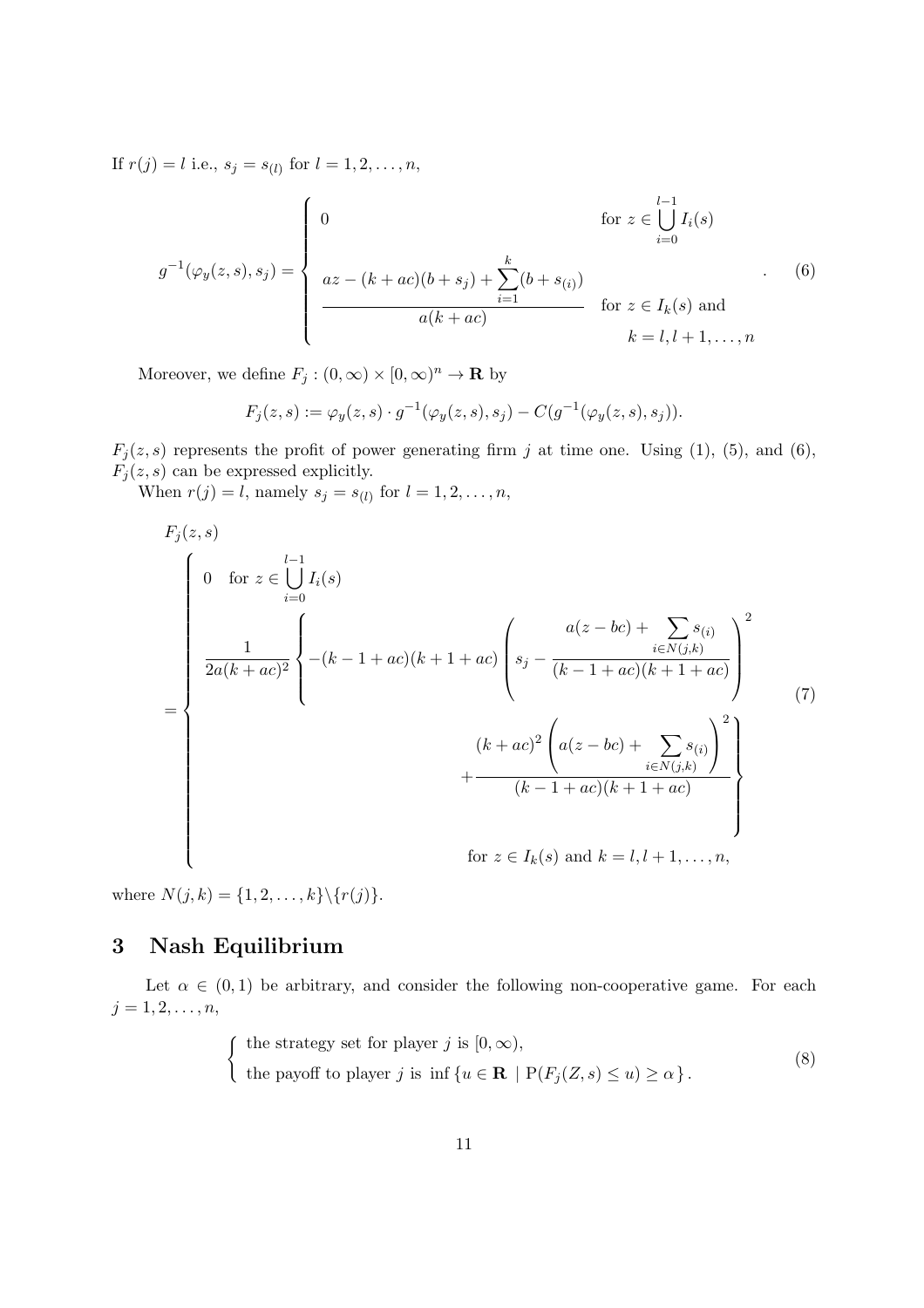If $r(j) = l$ i.e., $s_j = s_{(l)}$ for $l = 1, 2, \ldots, n$,

$$g^{-1}(\varphi_y(z,s), s_j) = \begin{cases} 0 & \text{for } z \in \displaystyle\bigcup_{i=0}^{l-1} I_i(s) \\[2ex] \dfrac{az - (k+ac)(b+s_j) + \displaystyle\sum_{i=1}^{k}(b+s_{(i)})}{a(k+ac)} & \text{for } z \in I_k(s) \text{ and} \\ & \quad k = l, l+1, \ldots, n \end{cases}. \tag{6}$$

Moreover, we define $F_j : (0,\infty) \times [0,\infty)^n \to \mathbf{R}$ by

$$F_j(z,s) := \varphi_y(z,s) \cdot g^{-1}(\varphi_y(z,s), s_j) - C(g^{-1}(\varphi_y(z,s), s_j)).$$

$F_j(z,s)$ represents the profit of power generating firm $j$ at time one. Using (1), (5), and (6), $F_j(z,s)$ can be expressed explicitly.

When $r(j) = l$, namely $s_j = s_{(l)}$ for $l = 1, 2, \ldots, n$,

$$F_j(z,s) = \begin{cases} 0 \quad \text{for } z \in \displaystyle\bigcup_{i=0}^{l-1} I_i(s) \\[2ex] \dfrac{1}{2a(k+ac)^2}\left\{ -(k-1+ac)(k+1+ac)\left(s_j - \dfrac{a(z-bc) + \displaystyle\sum_{i \in N(j,k)} s_{(i)}}{(k-1+ac)(k+1+ac)}\right)^2 \right. \\[2ex] \qquad\qquad \left. + \dfrac{(k+ac)^2\left(a(z-bc) + \displaystyle\sum_{i \in N(j,k)} s_{(i)}\right)^2}{(k-1+ac)(k+1+ac)} \right\} \\[2ex] \qquad\qquad \text{for } z \in I_k(s) \text{ and } k = l, l+1, \ldots, n, \end{cases} \tag{7}$$

where $N(j,k) = \{1, 2, \ldots, k\} \backslash \{r(j)\}$.

## 3 Nash Equilibrium

Let $\alpha \in (0,1)$ be arbitrary, and consider the following non-cooperative game. For each $j = 1, 2, \ldots, n$,

$$\begin{cases} \text{the strategy set for player } j \text{ is } [0,\infty), \\ \text{the payoff to player } j \text{ is } \inf\{u \in \mathbf{R} \mid \mathrm{P}(F_j(Z,s) \le u) \ge \alpha\}. \end{cases} \tag{8}$$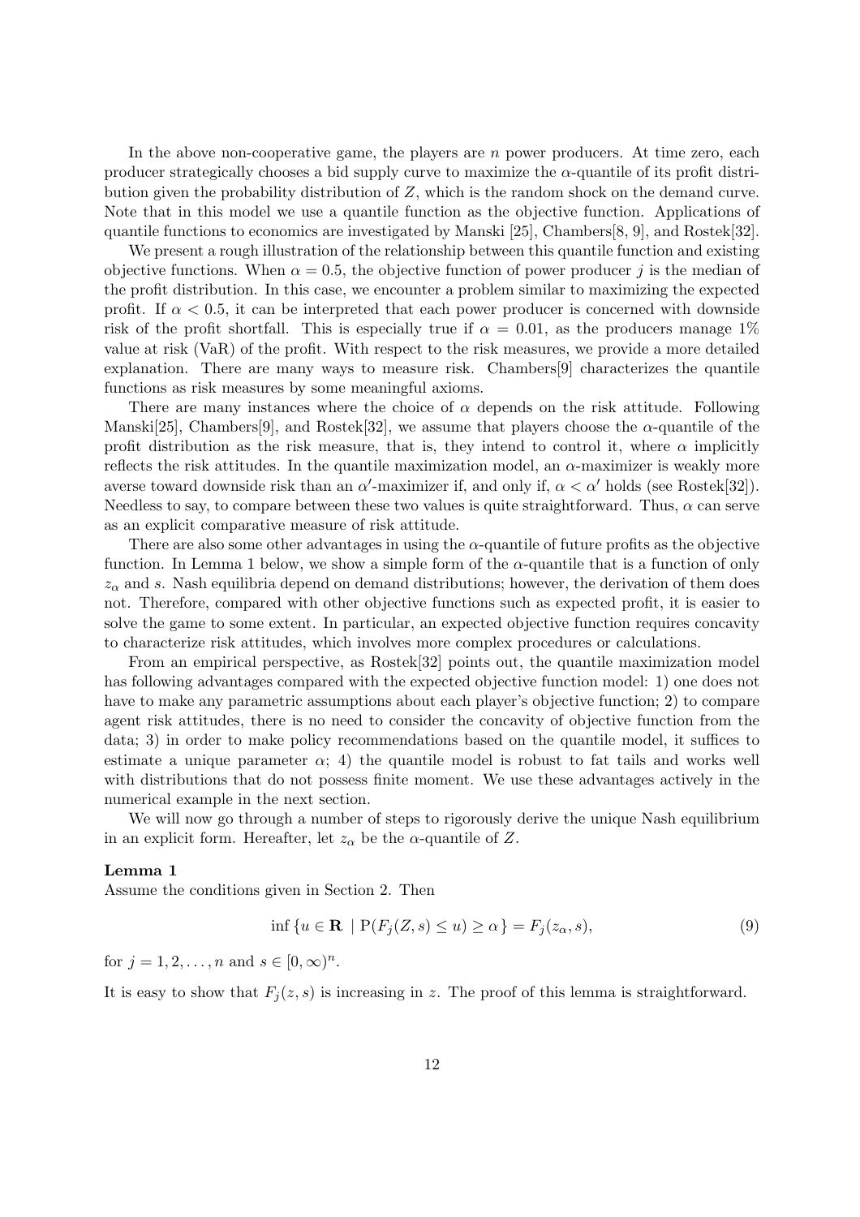In the above non-cooperative game, the players are $n$ power producers. At time zero, each producer strategically chooses a bid supply curve to maximize the $\alpha$-quantile of its profit distribution given the probability distribution of $Z$, which is the random shock on the demand curve. Note that in this model we use a quantile function as the objective function. Applications of quantile functions to economics are investigated by Manski [25], Chambers[8, 9], and Rostek[32].

We present a rough illustration of the relationship between this quantile function and existing objective functions. When $\alpha = 0.5$, the objective function of power producer $j$ is the median of the profit distribution. In this case, we encounter a problem similar to maximizing the expected profit. If $\alpha < 0.5$, it can be interpreted that each power producer is concerned with downside risk of the profit shortfall. This is especially true if $\alpha = 0.01$, as the producers manage 1% value at risk (VaR) of the profit. With respect to the risk measures, we provide a more detailed explanation. There are many ways to measure risk. Chambers[9] characterizes the quantile functions as risk measures by some meaningful axioms.

There are many instances where the choice of $\alpha$ depends on the risk attitude. Following Manski[25], Chambers[9], and Rostek[32], we assume that players choose the $\alpha$-quantile of the profit distribution as the risk measure, that is, they intend to control it, where $\alpha$ implicitly reflects the risk attitudes. In the quantile maximization model, an $\alpha$-maximizer is weakly more averse toward downside risk than an $\alpha'$-maximizer if, and only if, $\alpha < \alpha'$ holds (see Rostek[32]). Needless to say, to compare between these two values is quite straightforward. Thus, $\alpha$ can serve as an explicit comparative measure of risk attitude.

There are also some other advantages in using the $\alpha$-quantile of future profits as the objective function. In Lemma 1 below, we show a simple form of the $\alpha$-quantile that is a function of only $z_\alpha$ and $s$. Nash equilibria depend on demand distributions; however, the derivation of them does not. Therefore, compared with other objective functions such as expected profit, it is easier to solve the game to some extent. In particular, an expected objective function requires concavity to characterize risk attitudes, which involves more complex procedures or calculations.

From an empirical perspective, as Rostek[32] points out, the quantile maximization model has following advantages compared with the expected objective function model: 1) one does not have to make any parametric assumptions about each player's objective function; 2) to compare agent risk attitudes, there is no need to consider the concavity of objective function from the data; 3) in order to make policy recommendations based on the quantile model, it suffices to estimate a unique parameter $\alpha$; 4) the quantile model is robust to fat tails and works well with distributions that do not possess finite moment. We use these advantages actively in the numerical example in the next section.

We will now go through a number of steps to rigorously derive the unique Nash equilibrium in an explicit form. Hereafter, let $z_\alpha$ be the $\alpha$-quantile of $Z$.

**Lemma 1**
Assume the conditions given in Section 2. Then

$$\inf\{u \in \mathbf{R} \mid \mathrm{P}(F_j(Z, s) \leq u) \geq \alpha\} = F_j(z_\alpha, s), \tag{9}$$

for $j = 1, 2, \ldots, n$ and $s \in [0, \infty)^n$.

It is easy to show that $F_j(z, s)$ is increasing in $z$. The proof of this lemma is straightforward.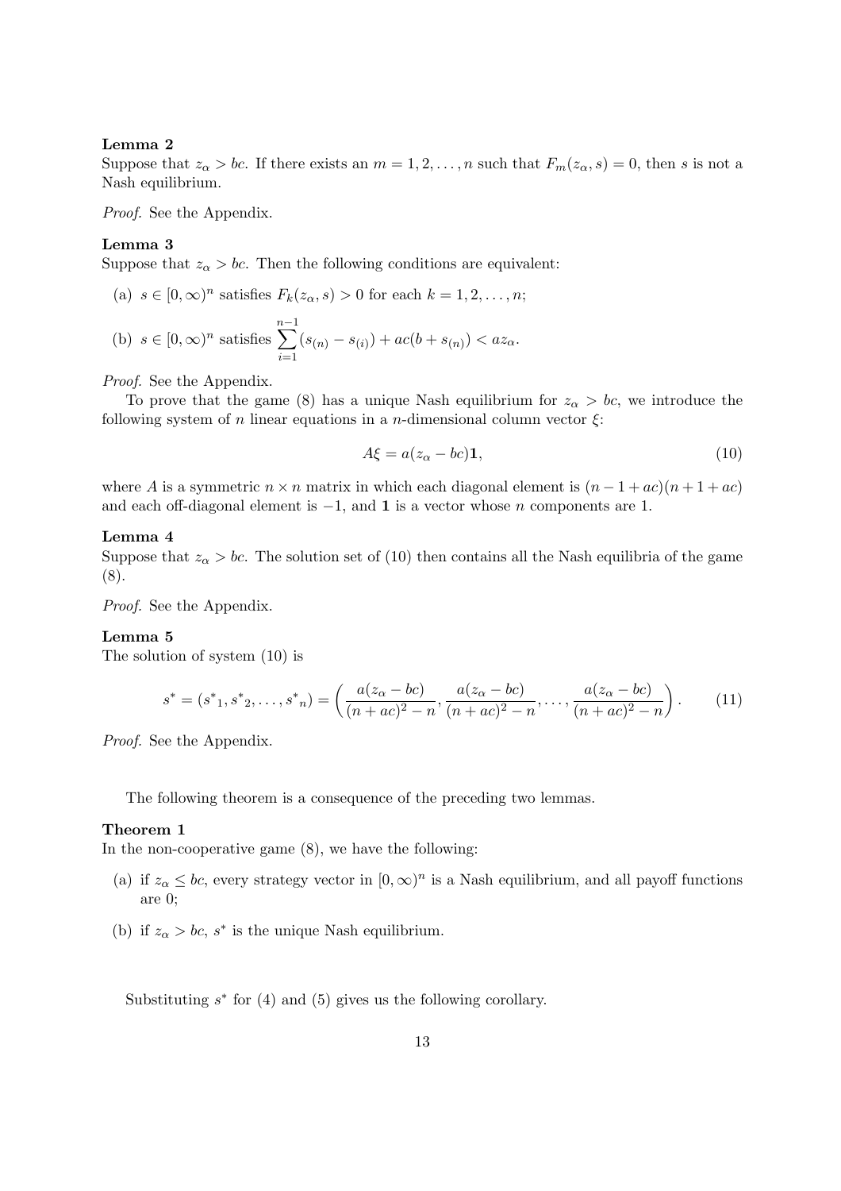**Lemma 2**
Suppose that $z_\alpha > bc$. If there exists an $m = 1, 2, \ldots, n$ such that $F_m(z_\alpha, s) = 0$, then $s$ is not a Nash equilibrium.

*Proof.* See the Appendix.

**Lemma 3**
Suppose that $z_\alpha > bc$. Then the following conditions are equivalent:

(a) $s \in [0, \infty)^n$ satisfies $F_k(z_\alpha, s) > 0$ for each $k = 1, 2, \ldots, n$;

(b) $s \in [0, \infty)^n$ satisfies $\sum_{i=1}^{n-1} (s_{(n)} - s_{(i)}) + ac(b + s_{(n)}) < az_\alpha$.

*Proof.* See the Appendix.

To prove that the game (8) has a unique Nash equilibrium for $z_\alpha > bc$, we introduce the following system of $n$ linear equations in a $n$-dimensional column vector $\xi$:

$$A\xi = a(z_\alpha - bc)\mathbf{1}, \tag{10}$$

where $A$ is a symmetric $n \times n$ matrix in which each diagonal element is $(n - 1 + ac)(n + 1 + ac)$ and each off-diagonal element is $-1$, and $\mathbf{1}$ is a vector whose $n$ components are 1.

**Lemma 4**
Suppose that $z_\alpha > bc$. The solution set of (10) then contains all the Nash equilibria of the game (8).

*Proof.* See the Appendix.

**Lemma 5**
The solution of system (10) is

$$s^* = ({s^*}_1, {s^*}_2, \ldots, {s^*}_n) = \left( \frac{a(z_\alpha - bc)}{(n + ac)^2 - n}, \frac{a(z_\alpha - bc)}{(n + ac)^2 - n}, \ldots, \frac{a(z_\alpha - bc)}{(n + ac)^2 - n} \right). \tag{11}$$

*Proof.* See the Appendix.

The following theorem is a consequence of the preceding two lemmas.

**Theorem 1**
In the non-cooperative game (8), we have the following:

(a) if $z_\alpha \leq bc$, every strategy vector in $[0, \infty)^n$ is a Nash equilibrium, and all payoff functions are 0;

(b) if $z_\alpha > bc$, $s^*$ is the unique Nash equilibrium.

Substituting $s^*$ for (4) and (5) gives us the following corollary.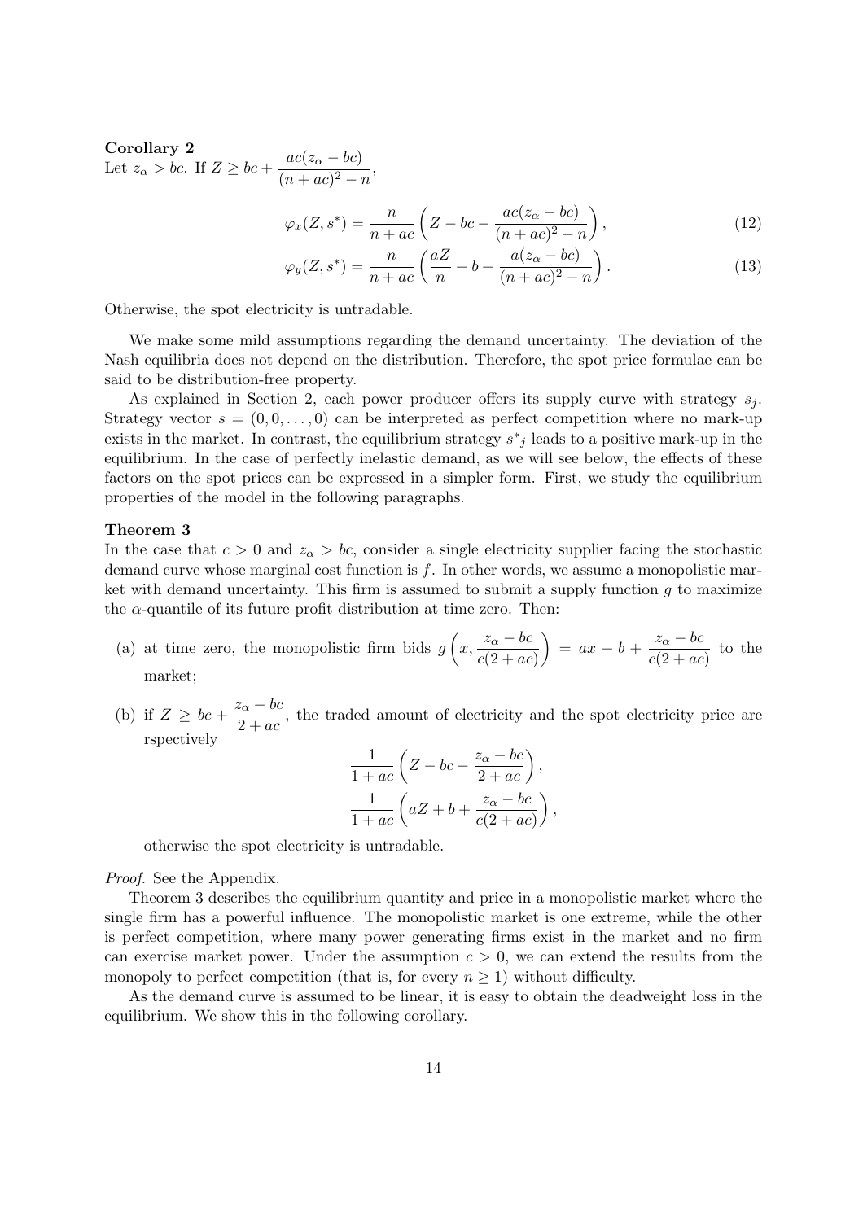**Corollary 2**
Let $z_\alpha > bc$. If $Z \geq bc + \dfrac{ac(z_\alpha - bc)}{(n+ac)^2 - n}$,

$$\varphi_x(Z, s^*) = \frac{n}{n+ac}\left(Z - bc - \frac{ac(z_\alpha - bc)}{(n+ac)^2 - n}\right), \tag{12}$$

$$\varphi_y(Z, s^*) = \frac{n}{n+ac}\left(\frac{aZ}{n} + b + \frac{a(z_\alpha - bc)}{(n+ac)^2 - n}\right). \tag{13}$$

Otherwise, the spot electricity is untradable.

We make some mild assumptions regarding the demand uncertainty. The deviation of the Nash equilibria does not depend on the distribution. Therefore, the spot price formulae can be said to be distribution-free property.

As explained in Section 2, each power producer offers its supply curve with strategy $s_j$. Strategy vector $s = (0, 0, \ldots, 0)$ can be interpreted as perfect competition where no mark-up exists in the market. In contrast, the equilibrium strategy ${s^*}_j$ leads to a positive mark-up in the equilibrium. In the case of perfectly inelastic demand, as we will see below, the effects of these factors on the spot prices can be expressed in a simpler form. First, we study the equilibrium properties of the model in the following paragraphs.

**Theorem 3**
In the case that $c > 0$ and $z_\alpha > bc$, consider a single electricity supplier facing the stochastic demand curve whose marginal cost function is $f$. In other words, we assume a monopolistic market with demand uncertainty. This firm is assumed to submit a supply function $g$ to maximize the $\alpha$-quantile of its future profit distribution at time zero. Then:

(a) at time zero, the monopolistic firm bids $g\left(x, \dfrac{z_\alpha - bc}{c(2+ac)}\right) = ax + b + \dfrac{z_\alpha - bc}{c(2+ac)}$ to the market;

(b) if $Z \geq bc + \dfrac{z_\alpha - bc}{2+ac}$, the traded amount of electricity and the spot electricity price are rspectively

$$\frac{1}{1+ac}\left(Z - bc - \frac{z_\alpha - bc}{2+ac}\right),$$

$$\frac{1}{1+ac}\left(aZ + b + \frac{z_\alpha - bc}{c(2+ac)}\right),$$

otherwise the spot electricity is untradable.

*Proof.* See the Appendix.

Theorem 3 describes the equilibrium quantity and price in a monopolistic market where the single firm has a powerful influence. The monopolistic market is one extreme, while the other is perfect competition, where many power generating firms exist in the market and no firm can exercise market power. Under the assumption $c > 0$, we can extend the results from the monopoly to perfect competition (that is, for every $n \geq 1$) without difficulty.

As the demand curve is assumed to be linear, it is easy to obtain the deadweight loss in the equilibrium. We show this in the following corollary.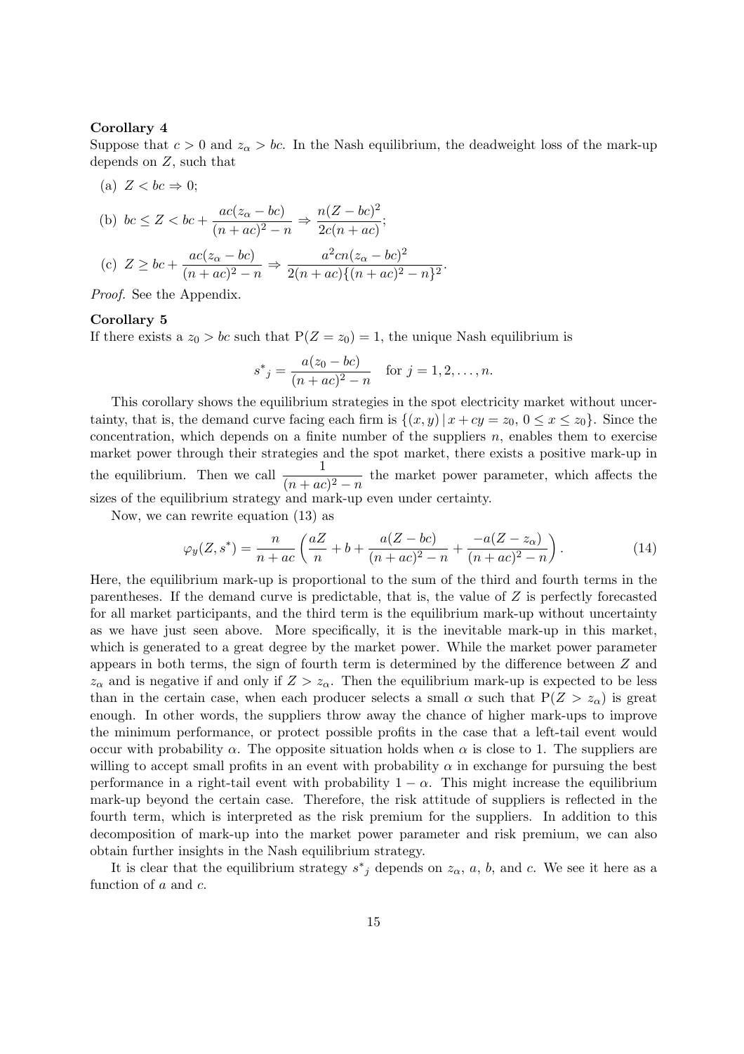**Corollary 4**

Suppose that $c > 0$ and $z_\alpha > bc$. In the Nash equilibrium, the deadweight loss of the mark-up depends on $Z$, such that

(a) $Z < bc \Rightarrow 0$;

(b) $bc \leq Z < bc + \dfrac{ac(z_\alpha - bc)}{(n + ac)^2 - n} \Rightarrow \dfrac{n(Z - bc)^2}{2c(n + ac)}$;

(c) $Z \geq bc + \dfrac{ac(z_\alpha - bc)}{(n + ac)^2 - n} \Rightarrow \dfrac{a^2cn(z_\alpha - bc)^2}{2(n + ac)\{(n + ac)^2 - n\}^2}$.

*Proof.* See the Appendix.

**Corollary 5**

If there exists a $z_0 > bc$ such that $\mathrm{P}(Z = z_0) = 1$, the unique Nash equilibrium is

$$s^*{}_j = \frac{a(z_0 - bc)}{(n + ac)^2 - n} \quad \text{for } j = 1, 2, \ldots, n.$$

This corollary shows the equilibrium strategies in the spot electricity market without uncertainty, that is, the demand curve facing each firm is $\{(x, y) \,|\, x + cy = z_0,\ 0 \leq x \leq z_0\}$. Since the concentration, which depends on a finite number of the suppliers $n$, enables them to exercise market power through their strategies and the spot market, there exists a positive mark-up in the equilibrium. Then we call $\dfrac{1}{(n + ac)^2 - n}$ the market power parameter, which affects the sizes of the equilibrium strategy and mark-up even under certainty.

Now, we can rewrite equation (13) as

$$\varphi_y(Z, s^*) = \frac{n}{n + ac}\left(\frac{aZ}{n} + b + \frac{a(Z - bc)}{(n + ac)^2 - n} + \frac{-a(Z - z_\alpha)}{(n + ac)^2 - n}\right). \tag{14}$$

Here, the equilibrium mark-up is proportional to the sum of the third and fourth terms in the parentheses. If the demand curve is predictable, that is, the value of $Z$ is perfectly forecasted for all market participants, and the third term is the equilibrium mark-up without uncertainty as we have just seen above. More specifically, it is the inevitable mark-up in this market, which is generated to a great degree by the market power. While the market power parameter appears in both terms, the sign of fourth term is determined by the difference between $Z$ and $z_\alpha$ and is negative if and only if $Z > z_\alpha$. Then the equilibrium mark-up is expected to be less than in the certain case, when each producer selects a small $\alpha$ such that $\mathrm{P}(Z > z_\alpha)$ is great enough. In other words, the suppliers throw away the chance of higher mark-ups to improve the minimum performance, or protect possible profits in the case that a left-tail event would occur with probability $\alpha$. The opposite situation holds when $\alpha$ is close to 1. The suppliers are willing to accept small profits in an event with probability $\alpha$ in exchange for pursuing the best performance in a right-tail event with probability $1 - \alpha$. This might increase the equilibrium mark-up beyond the certain case. Therefore, the risk attitude of suppliers is reflected in the fourth term, which is interpreted as the risk premium for the suppliers. In addition to this decomposition of mark-up into the market power parameter and risk premium, we can also obtain further insights in the Nash equilibrium strategy.

It is clear that the equilibrium strategy $s^*{}_j$ depends on $z_\alpha$, $a$, $b$, and $c$. We see it here as a function of $a$ and $c$.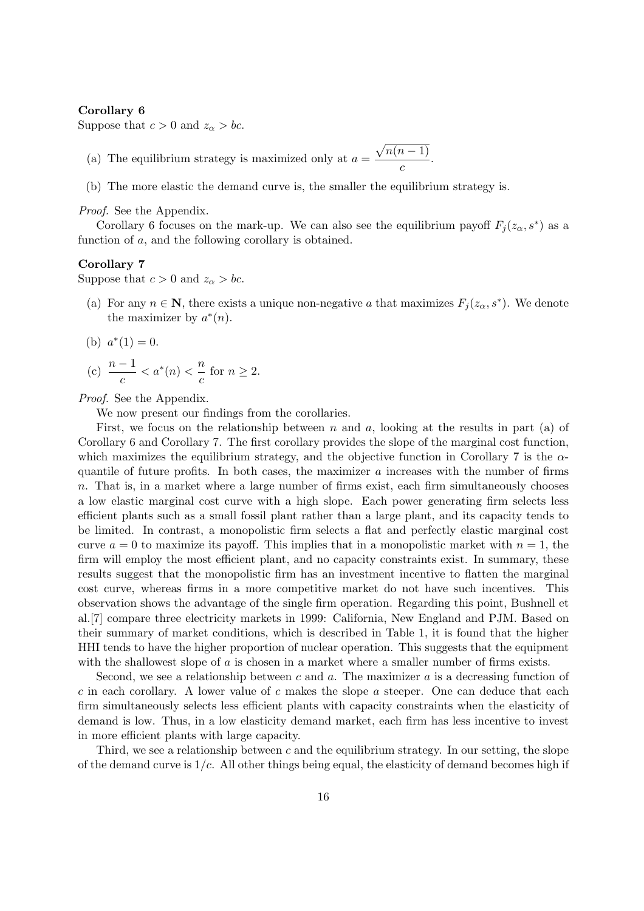**Corollary 6**

Suppose that $c > 0$ and $z_\alpha > bc$.

(a) The equilibrium strategy is maximized only at $a = \dfrac{\sqrt{n(n-1)}}{c}$.

(b) The more elastic the demand curve is, the smaller the equilibrium strategy is.

*Proof.* See the Appendix.

Corollary 6 focuses on the mark-up. We can also see the equilibrium payoff $F_j(z_\alpha, s^*)$ as a function of $a$, and the following corollary is obtained.

**Corollary 7**

Suppose that $c > 0$ and $z_\alpha > bc$.

(a) For any $n \in \mathbf{N}$, there exists a unique non-negative $a$ that maximizes $F_j(z_\alpha, s^*)$. We denote the maximizer by $a^*(n)$.

(b) $a^*(1) = 0$.

(c) $\dfrac{n-1}{c} < a^*(n) < \dfrac{n}{c}$ for $n \geq 2$.

*Proof.* See the Appendix.

We now present our findings from the corollaries.

First, we focus on the relationship between $n$ and $a$, looking at the results in part (a) of Corollary 6 and Corollary 7. The first corollary provides the slope of the marginal cost function, which maximizes the equilibrium strategy, and the objective function in Corollary 7 is the $\alpha$-quantile of future profits. In both cases, the maximizer $a$ increases with the number of firms $n$. That is, in a market where a large number of firms exist, each firm simultaneously chooses a low elastic marginal cost curve with a high slope. Each power generating firm selects less efficient plants such as a small fossil plant rather than a large plant, and its capacity tends to be limited. In contrast, a monopolistic firm selects a flat and perfectly elastic marginal cost curve $a = 0$ to maximize its payoff. This implies that in a monopolistic market with $n = 1$, the firm will employ the most efficient plant, and no capacity constraints exist. In summary, these results suggest that the monopolistic firm has an investment incentive to flatten the marginal cost curve, whereas firms in a more competitive market do not have such incentives. This observation shows the advantage of the single firm operation. Regarding this point, Bushnell et al.[7] compare three electricity markets in 1999: California, New England and PJM. Based on their summary of market conditions, which is described in Table 1, it is found that the higher HHI tends to have the higher proportion of nuclear operation. This suggests that the equipment with the shallowest slope of $a$ is chosen in a market where a smaller number of firms exists.

Second, we see a relationship between $c$ and $a$. The maximizer $a$ is a decreasing function of $c$ in each corollary. A lower value of $c$ makes the slope $a$ steeper. One can deduce that each firm simultaneously selects less efficient plants with capacity constraints when the elasticity of demand is low. Thus, in a low elasticity demand market, each firm has less incentive to invest in more efficient plants with large capacity.

Third, we see a relationship between $c$ and the equilibrium strategy. In our setting, the slope of the demand curve is $1/c$. All other things being equal, the elasticity of demand becomes high if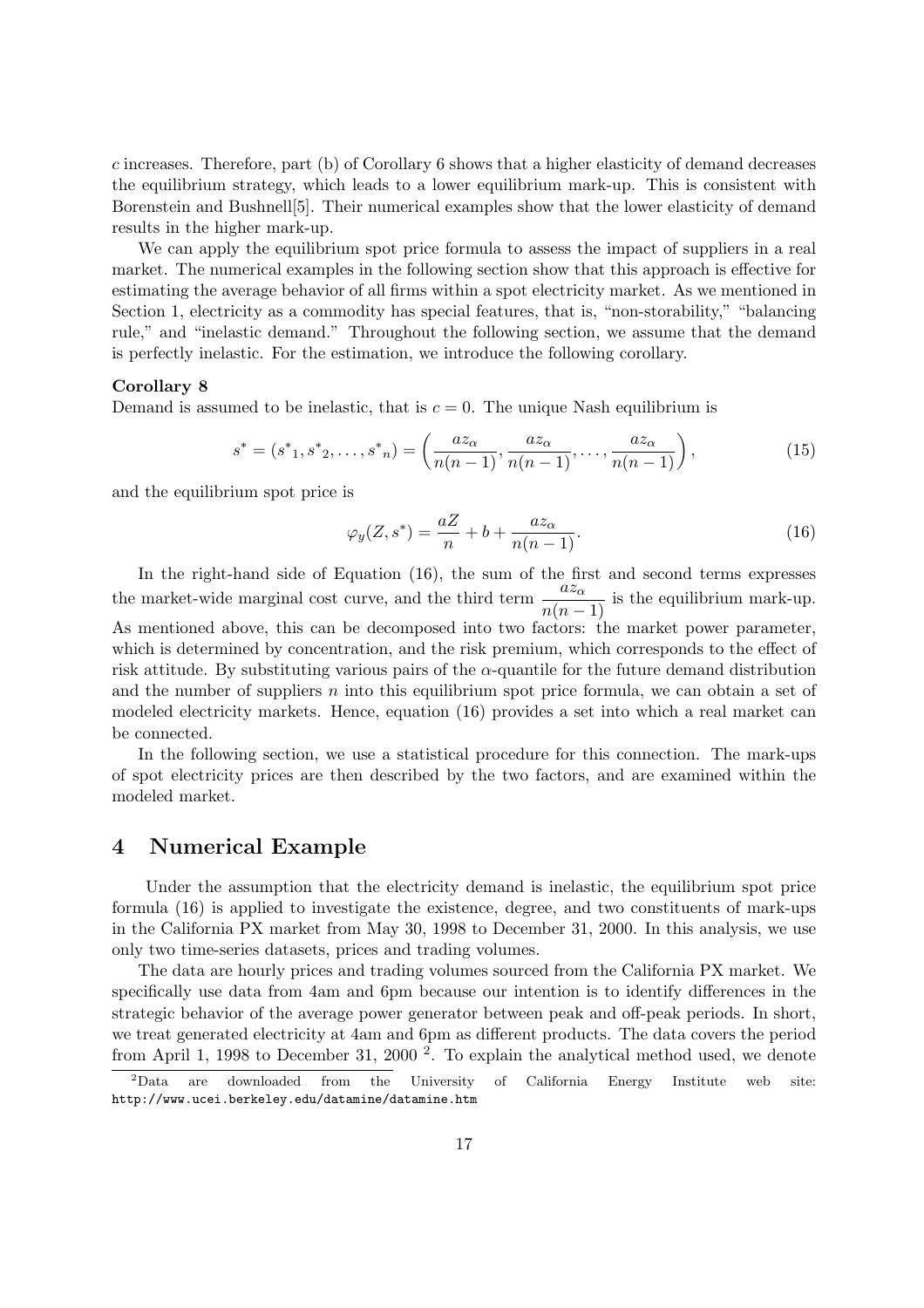$c$ increases. Therefore, part (b) of Corollary 6 shows that a higher elasticity of demand decreases the equilibrium strategy, which leads to a lower equilibrium mark-up. This is consistent with Borenstein and Bushnell[5]. Their numerical examples show that the lower elasticity of demand results in the higher mark-up.

We can apply the equilibrium spot price formula to assess the impact of suppliers in a real market. The numerical examples in the following section show that this approach is effective for estimating the average behavior of all firms within a spot electricity market. As we mentioned in Section 1, electricity as a commodity has special features, that is, "non-storability," "balancing rule," and "inelastic demand." Throughout the following section, we assume that the demand is perfectly inelastic. For the estimation, we introduce the following corollary.

**Corollary 8**

Demand is assumed to be inelastic, that is $c = 0$. The unique Nash equilibrium is

$$s^* = ({s^*}_1, {s^*}_2, \ldots, {s^*}_n) = \left( \frac{az_\alpha}{n(n-1)}, \frac{az_\alpha}{n(n-1)}, \ldots, \frac{az_\alpha}{n(n-1)} \right), \tag{15}$$

and the equilibrium spot price is

$$\varphi_y(Z, s^*) = \frac{aZ}{n} + b + \frac{az_\alpha}{n(n-1)}. \tag{16}$$

In the right-hand side of Equation (16), the sum of the first and second terms expresses the market-wide marginal cost curve, and the third term $\dfrac{az_\alpha}{n(n-1)}$ is the equilibrium mark-up. As mentioned above, this can be decomposed into two factors: the market power parameter, which is determined by concentration, and the risk premium, which corresponds to the effect of risk attitude. By substituting various pairs of the $\alpha$-quantile for the future demand distribution and the number of suppliers $n$ into this equilibrium spot price formula, we can obtain a set of modeled electricity markets. Hence, equation (16) provides a set into which a real market can be connected.

In the following section, we use a statistical procedure for this connection. The mark-ups of spot electricity prices are then described by the two factors, and are examined within the modeled market.

## 4 Numerical Example

Under the assumption that the electricity demand is inelastic, the equilibrium spot price formula (16) is applied to investigate the existence, degree, and two constituents of mark-ups in the California PX market from May 30, 1998 to December 31, 2000. In this analysis, we use only two time-series datasets, prices and trading volumes.

The data are hourly prices and trading volumes sourced from the California PX market. We specifically use data from 4am and 6pm because our intention is to identify differences in the strategic behavior of the average power generator between peak and off-peak periods. In short, we treat generated electricity at 4am and 6pm as different products. The data covers the period from April 1, 1998 to December 31, 2000 [2]. To explain the analytical method used, we denote

[2] Data are downloaded from the University of California Energy Institute web site: http://www.ucei.berkeley.edu/datamine/datamine.htm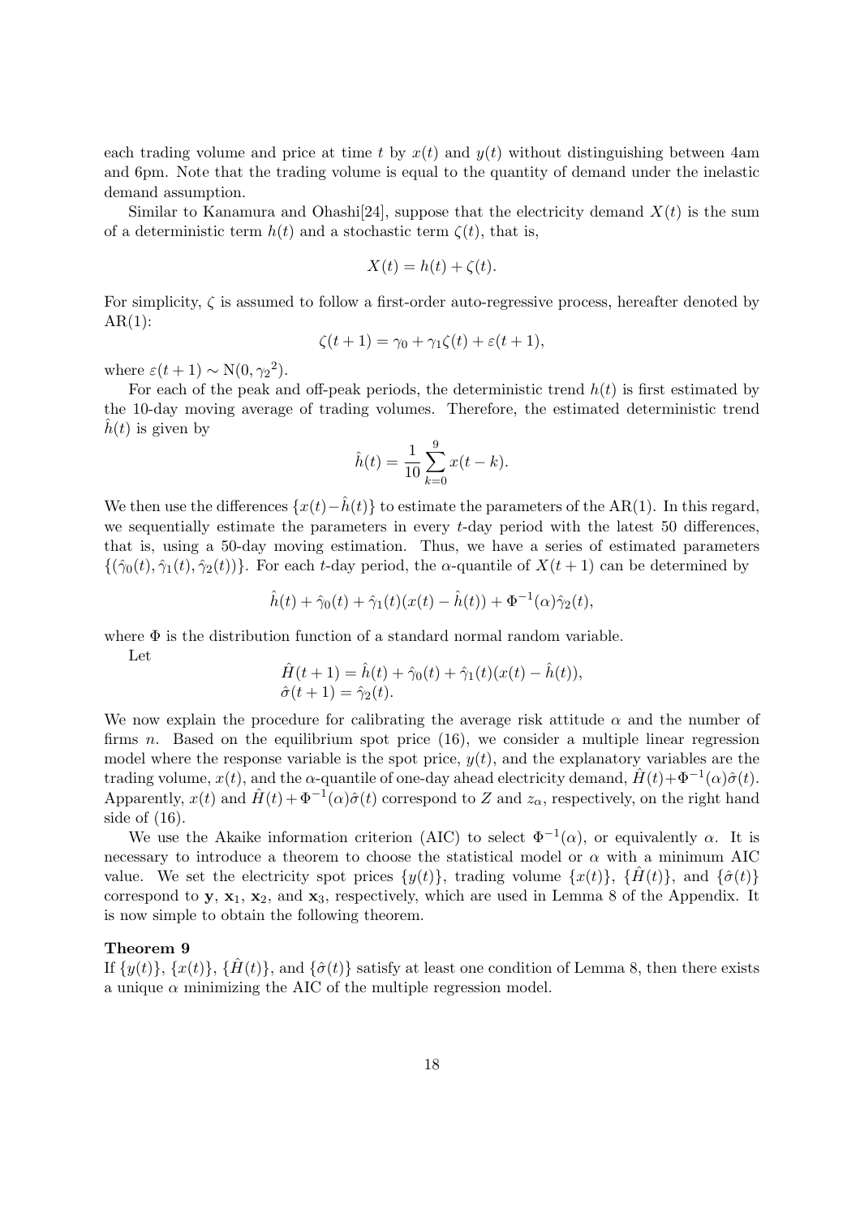each trading volume and price at time $t$ by $x(t)$ and $y(t)$ without distinguishing between 4am and 6pm. Note that the trading volume is equal to the quantity of demand under the inelastic demand assumption.

Similar to Kanamura and Ohashi[24], suppose that the electricity demand $X(t)$ is the sum of a deterministic term $h(t)$ and a stochastic term $\zeta(t)$, that is,

$$X(t) = h(t) + \zeta(t).$$

For simplicity, $\zeta$ is assumed to follow a first-order auto-regressive process, hereafter denoted by AR(1):

$$\zeta(t+1) = \gamma_0 + \gamma_1 \zeta(t) + \varepsilon(t+1),$$

where $\varepsilon(t+1) \sim \mathrm{N}(0, {\gamma_2}^2)$.

For each of the peak and off-peak periods, the deterministic trend $h(t)$ is first estimated by the 10-day moving average of trading volumes. Therefore, the estimated deterministic trend $\hat{h}(t)$ is given by

$$\hat{h}(t) = \frac{1}{10} \sum_{k=0}^{9} x(t-k).$$

We then use the differences $\{x(t) - \hat{h}(t)\}$ to estimate the parameters of the AR(1). In this regard, we sequentially estimate the parameters in every $t$-day period with the latest 50 differences, that is, using a 50-day moving estimation. Thus, we have a series of estimated parameters $\{(\hat{\gamma}_0(t), \hat{\gamma}_1(t), \hat{\gamma}_2(t))\}$. For each $t$-day period, the $\alpha$-quantile of $X(t+1)$ can be determined by

$$\hat{h}(t) + \hat{\gamma}_0(t) + \hat{\gamma}_1(t)(x(t) - \hat{h}(t)) + \Phi^{-1}(\alpha)\hat{\gamma}_2(t),$$

where $\Phi$ is the distribution function of a standard normal random variable.

Let

$$\begin{aligned} \hat{H}(t+1) &= \hat{h}(t) + \hat{\gamma}_0(t) + \hat{\gamma}_1(t)(x(t) - \hat{h}(t)), \\ \hat{\sigma}(t+1) &= \hat{\gamma}_2(t). \end{aligned}$$

We now explain the procedure for calibrating the average risk attitude $\alpha$ and the number of firms $n$. Based on the equilibrium spot price (16), we consider a multiple linear regression model where the response variable is the spot price, $y(t)$, and the explanatory variables are the trading volume, $x(t)$, and the $\alpha$-quantile of one-day ahead electricity demand, $\hat{H}(t) + \Phi^{-1}(\alpha)\hat{\sigma}(t)$. Apparently, $x(t)$ and $\hat{H}(t) + \Phi^{-1}(\alpha)\hat{\sigma}(t)$ correspond to $Z$ and $z_\alpha$, respectively, on the right hand side of (16).

We use the Akaike information criterion (AIC) to select $\Phi^{-1}(\alpha)$, or equivalently $\alpha$. It is necessary to introduce a theorem to choose the statistical model or $\alpha$ with a minimum AIC value. We set the electricity spot prices $\{y(t)\}$, trading volume $\{x(t)\}$, $\{\hat{H}(t)\}$, and $\{\hat{\sigma}(t)\}$ correspond to $\mathbf{y}$, $\mathbf{x}_1$, $\mathbf{x}_2$, and $\mathbf{x}_3$, respectively, which are used in Lemma 8 of the Appendix. It is now simple to obtain the following theorem.

**Theorem 9**

If $\{y(t)\}$, $\{x(t)\}$, $\{\hat{H}(t)\}$, and $\{\hat{\sigma}(t)\}$ satisfy at least one condition of Lemma 8, then there exists a unique $\alpha$ minimizing the AIC of the multiple regression model.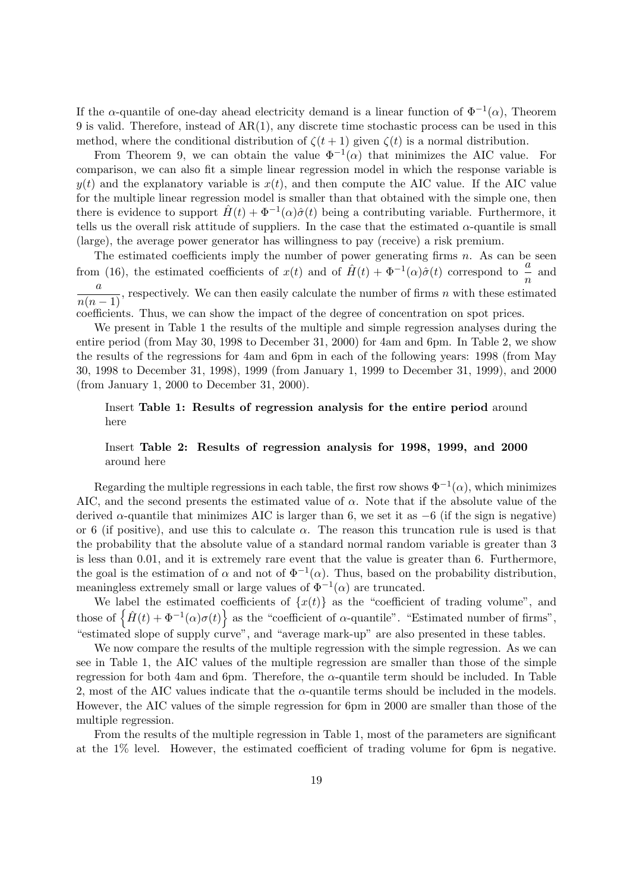If the $\alpha$-quantile of one-day ahead electricity demand is a linear function of $\Phi^{-1}(\alpha)$, Theorem 9 is valid. Therefore, instead of AR(1), any discrete time stochastic process can be used in this method, where the conditional distribution of $\zeta(t+1)$ given $\zeta(t)$ is a normal distribution.

From Theorem 9, we can obtain the value $\Phi^{-1}(\alpha)$ that minimizes the AIC value. For comparison, we can also fit a simple linear regression model in which the response variable is $y(t)$ and the explanatory variable is $x(t)$, and then compute the AIC value. If the AIC value for the multiple linear regression model is smaller than that obtained with the simple one, then there is evidence to support $\hat{H}(t) + \Phi^{-1}(\alpha)\hat{\sigma}(t)$ being a contributing variable. Furthermore, it tells us the overall risk attitude of suppliers. In the case that the estimated $\alpha$-quantile is small (large), the average power generator has willingness to pay (receive) a risk premium.

The estimated coefficients imply the number of power generating firms $n$. As can be seen from (16), the estimated coefficients of $x(t)$ and of $\hat{H}(t) + \Phi^{-1}(\alpha)\hat{\sigma}(t)$ correspond to $\dfrac{a}{n}$ and $\dfrac{a}{n(n-1)}$, respectively. We can then easily calculate the number of firms $n$ with these estimated coefficients. Thus, we can show the impact of the degree of concentration on spot prices.

We present in Table 1 the results of the multiple and simple regression analyses during the entire period (from May 30, 1998 to December 31, 2000) for 4am and 6pm. In Table 2, we show the results of the regressions for 4am and 6pm in each of the following years: 1998 (from May 30, 1998 to December 31, 1998), 1999 (from January 1, 1999 to December 31, 1999), and 2000 (from January 1, 2000 to December 31, 2000).

> Insert **Table 1: Results of regression analysis for the entire period** around here

> Insert **Table 2: Results of regression analysis for 1998, 1999, and 2000** around here

Regarding the multiple regressions in each table, the first row shows $\Phi^{-1}(\alpha)$, which minimizes AIC, and the second presents the estimated value of $\alpha$. Note that if the absolute value of the derived $\alpha$-quantile that minimizes AIC is larger than 6, we set it as $-6$ (if the sign is negative) or 6 (if positive), and use this to calculate $\alpha$. The reason this truncation rule is used is that the probability that the absolute value of a standard normal random variable is greater than 3 is less than 0.01, and it is extremely rare event that the value is greater than 6. Furthermore, the goal is the estimation of $\alpha$ and not of $\Phi^{-1}(\alpha)$. Thus, based on the probability distribution, meaningless extremely small or large values of $\Phi^{-1}(\alpha)$ are truncated.

We label the estimated coefficients of $\{x(t)\}$ as the "coefficient of trading volume", and those of $\left\{\hat{H}(t) + \Phi^{-1}(\alpha)\sigma(t)\right\}$ as the "coefficient of $\alpha$-quantile". "Estimated number of firms", "estimated slope of supply curve", and "average mark-up" are also presented in these tables.

We now compare the results of the multiple regression with the simple regression. As we can see in Table 1, the AIC values of the multiple regression are smaller than those of the simple regression for both 4am and 6pm. Therefore, the $\alpha$-quantile term should be included. In Table 2, most of the AIC values indicate that the $\alpha$-quantile terms should be included in the models. However, the AIC values of the simple regression for 6pm in 2000 are smaller than those of the multiple regression.

From the results of the multiple regression in Table 1, most of the parameters are significant at the 1% level. However, the estimated coefficient of trading volume for 6pm is negative.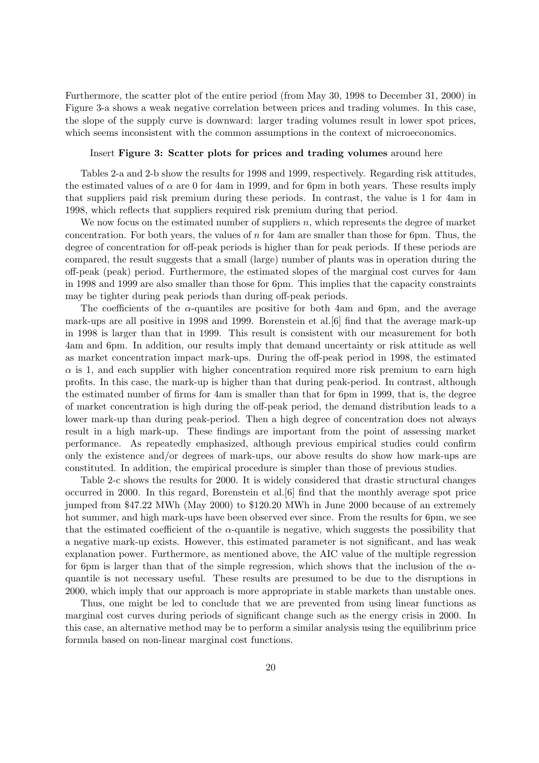Furthermore, the scatter plot of the entire period (from May 30, 1998 to December 31, 2000) in Figure 3-a shows a weak negative correlation between prices and trading volumes. In this case, the slope of the supply curve is downward: larger trading volumes result in lower spot prices, which seems inconsistent with the common assumptions in the context of microeconomics.

Insert **Figure 3: Scatter plots for prices and trading volumes** around here

Tables 2-a and 2-b show the results for 1998 and 1999, respectively. Regarding risk attitudes, the estimated values of $\alpha$ are 0 for 4am in 1999, and for 6pm in both years. These results imply that suppliers paid risk premium during these periods. In contrast, the value is 1 for 4am in 1998, which reflects that suppliers required risk premium during that period.

We now focus on the estimated number of suppliers $n$, which represents the degree of market concentration. For both years, the values of $n$ for 4am are smaller than those for 6pm. Thus, the degree of concentration for off-peak periods is higher than for peak periods. If these periods are compared, the result suggests that a small (large) number of plants was in operation during the off-peak (peak) period. Furthermore, the estimated slopes of the marginal cost curves for 4am in 1998 and 1999 are also smaller than those for 6pm. This implies that the capacity constraints may be tighter during peak periods than during off-peak periods.

The coefficients of the $\alpha$-quantiles are positive for both 4am and 6pm, and the average mark-ups are all positive in 1998 and 1999. Borenstein et al.[6] find that the average mark-up in 1998 is larger than that in 1999. This result is consistent with our measurement for both 4am and 6pm. In addition, our results imply that demand uncertainty or risk attitude as well as market concentration impact mark-ups. During the off-peak period in 1998, the estimated $\alpha$ is 1, and each supplier with higher concentration required more risk premium to earn high profits. In this case, the mark-up is higher than that during peak-period. In contrast, although the estimated number of firms for 4am is smaller than that for 6pm in 1999, that is, the degree of market concentration is high during the off-peak period, the demand distribution leads to a lower mark-up than during peak-period. Then a high degree of concentration does not always result in a high mark-up. These findings are important from the point of assessing market performance. As repeatedly emphasized, although previous empirical studies could confirm only the existence and/or degrees of mark-ups, our above results do show how mark-ups are constituted. In addition, the empirical procedure is simpler than those of previous studies.

Table 2-c shows the results for 2000. It is widely considered that drastic structural changes occurred in 2000. In this regard, Borenstein et al.[6] find that the monthly average spot price jumped from \$47.22 MWh (May 2000) to \$120.20 MWh in June 2000 because of an extremely hot summer, and high mark-ups have been observed ever since. From the results for 6pm, we see that the estimated coefficient of the $\alpha$-quantile is negative, which suggests the possibility that a negative mark-up exists. However, this estimated parameter is not significant, and has weak explanation power. Furthermore, as mentioned above, the AIC value of the multiple regression for 6pm is larger than that of the simple regression, which shows that the inclusion of the $\alpha$-quantile is not necessary useful. These results are presumed to be due to the disruptions in 2000, which imply that our approach is more appropriate in stable markets than unstable ones.

Thus, one might be led to conclude that we are prevented from using linear functions as marginal cost curves during periods of significant change such as the energy crisis in 2000. In this case, an alternative method may be to perform a similar analysis using the equilibrium price formula based on non-linear marginal cost functions.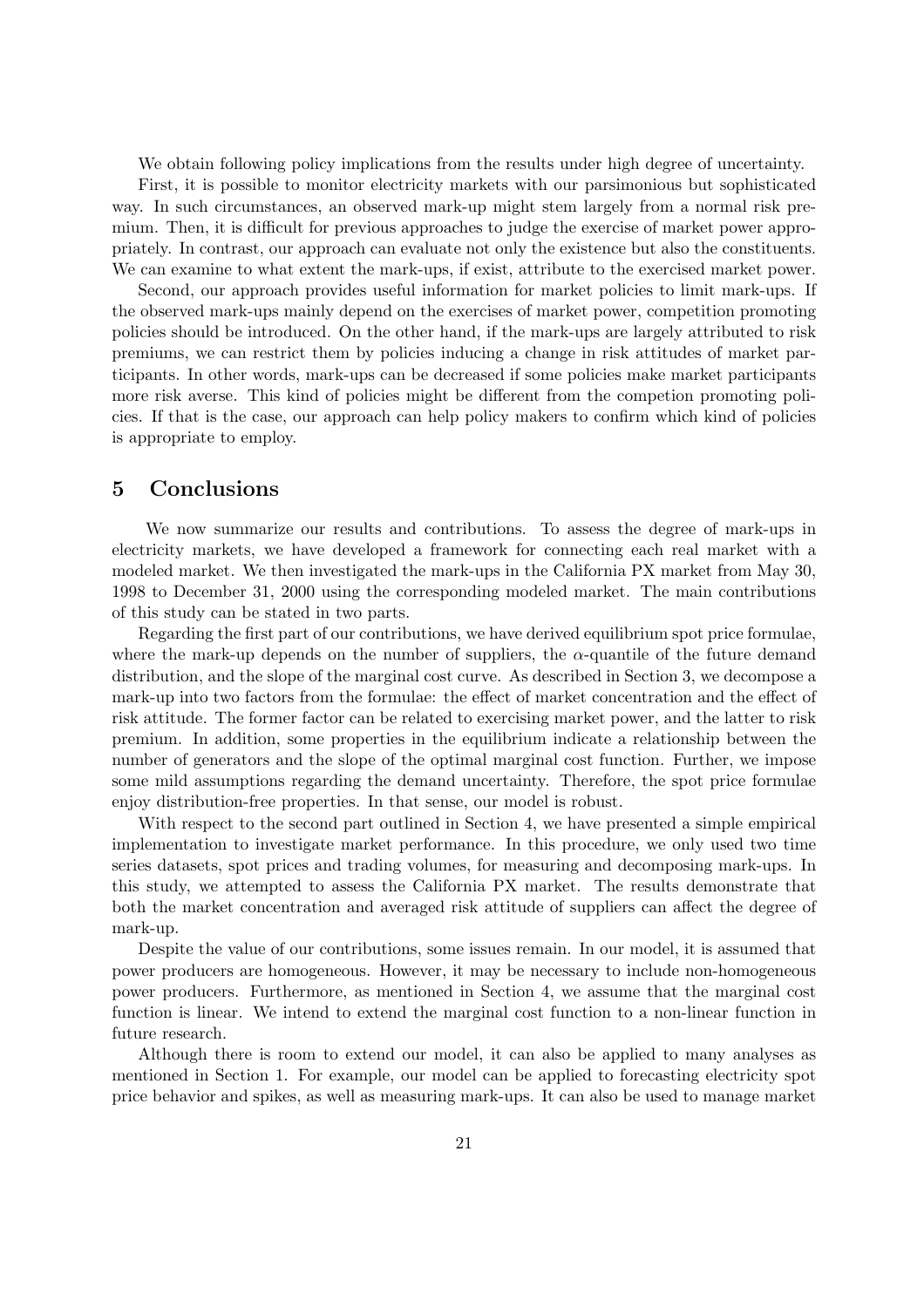We obtain following policy implications from the results under high degree of uncertainty.

First, it is possible to monitor electricity markets with our parsimonious but sophisticated way. In such circumstances, an observed mark-up might stem largely from a normal risk premium. Then, it is difficult for previous approaches to judge the exercise of market power appropriately. In contrast, our approach can evaluate not only the existence but also the constituents. We can examine to what extent the mark-ups, if exist, attribute to the exercised market power.

Second, our approach provides useful information for market policies to limit mark-ups. If the observed mark-ups mainly depend on the exercises of market power, competition promoting policies should be introduced. On the other hand, if the mark-ups are largely attributed to risk premiums, we can restrict them by policies inducing a change in risk attitudes of market participants. In other words, mark-ups can be decreased if some policies make market participants more risk averse. This kind of policies might be different from the competion promoting policies. If that is the case, our approach can help policy makers to confirm which kind of policies is appropriate to employ.

# 5 Conclusions

We now summarize our results and contributions. To assess the degree of mark-ups in electricity markets, we have developed a framework for connecting each real market with a modeled market. We then investigated the mark-ups in the California PX market from May 30, 1998 to December 31, 2000 using the corresponding modeled market. The main contributions of this study can be stated in two parts.

Regarding the first part of our contributions, we have derived equilibrium spot price formulae, where the mark-up depends on the number of suppliers, the $\alpha$-quantile of the future demand distribution, and the slope of the marginal cost curve. As described in Section 3, we decompose a mark-up into two factors from the formulae: the effect of market concentration and the effect of risk attitude. The former factor can be related to exercising market power, and the latter to risk premium. In addition, some properties in the equilibrium indicate a relationship between the number of generators and the slope of the optimal marginal cost function. Further, we impose some mild assumptions regarding the demand uncertainty. Therefore, the spot price formulae enjoy distribution-free properties. In that sense, our model is robust.

With respect to the second part outlined in Section 4, we have presented a simple empirical implementation to investigate market performance. In this procedure, we only used two time series datasets, spot prices and trading volumes, for measuring and decomposing mark-ups. In this study, we attempted to assess the California PX market. The results demonstrate that both the market concentration and averaged risk attitude of suppliers can affect the degree of mark-up.

Despite the value of our contributions, some issues remain. In our model, it is assumed that power producers are homogeneous. However, it may be necessary to include non-homogeneous power producers. Furthermore, as mentioned in Section 4, we assume that the marginal cost function is linear. We intend to extend the marginal cost function to a non-linear function in future research.

Although there is room to extend our model, it can also be applied to many analyses as mentioned in Section 1. For example, our model can be applied to forecasting electricity spot price behavior and spikes, as well as measuring mark-ups. It can also be used to manage market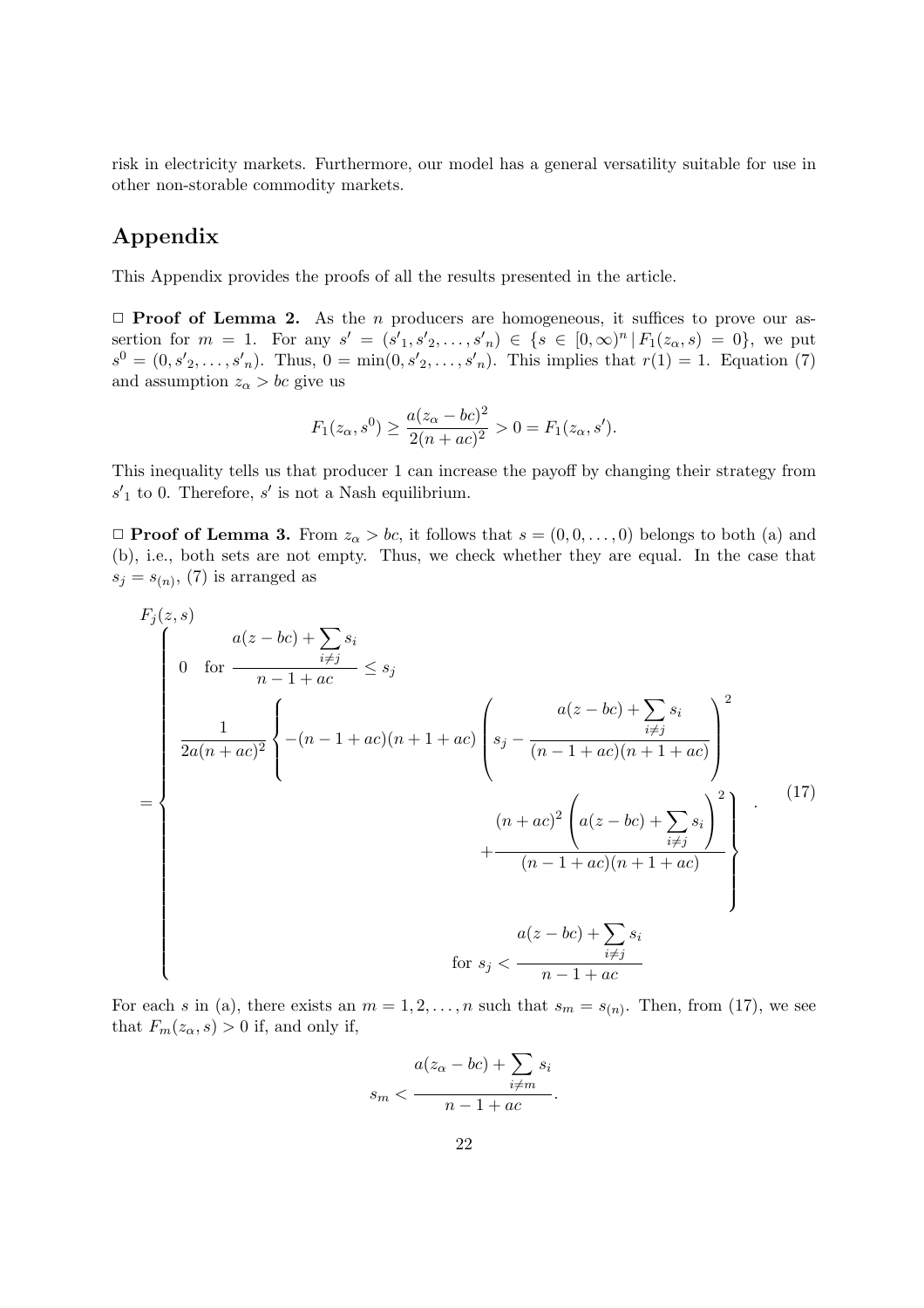risk in electricity markets. Furthermore, our model has a general versatility suitable for use in other non-storable commodity markets.

## Appendix

This Appendix provides the proofs of all the results presented in the article.

□ **Proof of Lemma 2.** As the $n$ producers are homogeneous, it suffices to prove our assertion for $m = 1$. For any $s' = (s'_1, s'_2, \ldots, s'_n) \in \{s \in [0,\infty)^n \,|\, F_1(z_\alpha, s) = 0\}$, we put $s^0 = (0, s'_2, \ldots, s'_n)$. Thus, $0 = \min(0, s'_2, \ldots, s'_n)$. This implies that $r(1) = 1$. Equation (7) and assumption $z_\alpha > bc$ give us

$$F_1(z_\alpha, s^0) \geq \frac{a(z_\alpha - bc)^2}{2(n+ac)^2} > 0 = F_1(z_\alpha, s').$$

This inequality tells us that producer 1 can increase the payoff by changing their strategy from $s'_1$ to 0. Therefore, $s'$ is not a Nash equilibrium.

□ **Proof of Lemma 3.** From $z_\alpha > bc$, it follows that $s = (0, 0, \ldots, 0)$ belongs to both (a) and (b), i.e., both sets are not empty. Thus, we check whether they are equal. In the case that $s_j = s_{(n)}$, (7) is arranged as

$$F_j(z,s) = \begin{cases} 0 \quad \text{for } \dfrac{a(z-bc) + \sum_{i \neq j} s_i}{n-1+ac} \leq s_j \\[2ex] \dfrac{1}{2a(n+ac)^2} \left\{ -(n-1+ac)(n+1+ac) \left( s_j - \dfrac{a(z-bc) + \sum_{i \neq j} s_i}{(n-1+ac)(n+1+ac)} \right)^2 + \dfrac{(n+ac)^2 \left( a(z-bc) + \sum_{i \neq j} s_i \right)^2}{(n-1+ac)(n+1+ac)} \right\} \\[2ex] \qquad \text{for } s_j < \dfrac{a(z-bc) + \sum_{i \neq j} s_i}{n-1+ac} \end{cases}. \tag{17}$$

For each $s$ in (a), there exists an $m = 1, 2, \ldots, n$ such that $s_m = s_{(n)}$. Then, from (17), we see that $F_m(z_\alpha, s) > 0$ if, and only if,

$$s_m < \frac{a(z_\alpha - bc) + \sum_{i \neq m} s_i}{n-1+ac}.$$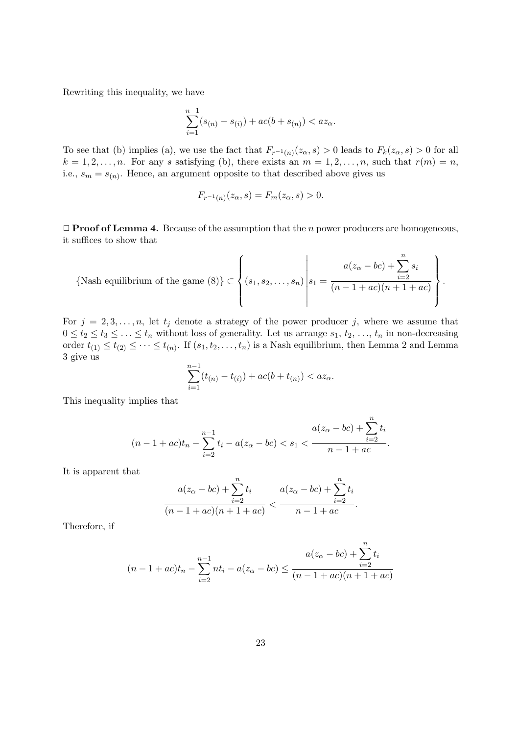Rewriting this inequality, we have

$$\sum_{i=1}^{n-1}(s_{(n)} - s_{(i)}) + ac(b + s_{(n)}) < az_\alpha.$$

To see that (b) implies (a), we use the fact that $F_{r^{-1}(n)}(z_\alpha, s) > 0$ leads to $F_k(z_\alpha, s) > 0$ for all $k = 1, 2, \ldots, n$. For any $s$ satisfying (b), there exists an $m = 1, 2, \ldots, n$, such that $r(m) = n$, i.e., $s_m = s_{(n)}$. Hence, an argument opposite to that described above gives us

$$F_{r^{-1}(n)}(z_\alpha, s) = F_m(z_\alpha, s) > 0.$$

$\Box$ **Proof of Lemma 4.** Because of the assumption that the $n$ power producers are homogeneous, it suffices to show that

$$\{\text{Nash equilibrium of the game (8)}\} \subset \left\{ (s_1, s_2, \ldots, s_n) \;\middle|\; s_1 = \frac{a(z_\alpha - bc) + \sum_{i=2}^{n} s_i}{(n-1+ac)(n+1+ac)} \right\}.$$

For $j = 2, 3, \ldots, n$, let $t_j$ denote a strategy of the power producer $j$, where we assume that $0 \leq t_2 \leq t_3 \leq \ldots \leq t_n$ without loss of generality. Let us arrange $s_1, t_2, \ldots, t_n$ in non-decreasing order $t_{(1)} \leq t_{(2)} \leq \cdots \leq t_{(n)}$. If $(s_1, t_2, \ldots, t_n)$ is a Nash equilibrium, then Lemma 2 and Lemma 3 give us

$$\sum_{i=1}^{n-1}(t_{(n)} - t_{(i)}) + ac(b + t_{(n)}) < az_\alpha.$$

This inequality implies that

$$(n-1+ac)t_n - \sum_{i=2}^{n-1} t_i - a(z_\alpha - bc) < s_1 < \frac{a(z_\alpha - bc) + \sum_{i=2}^{n} t_i}{n-1+ac}.$$

It is apparent that

$$\frac{a(z_\alpha - bc) + \sum_{i=2}^{n} t_i}{(n-1+ac)(n+1+ac)} < \frac{a(z_\alpha - bc) + \sum_{i=2}^{n} t_i}{n-1+ac}.$$

Therefore, if

$$(n-1+ac)t_n - \sum_{i=2}^{n-1} nt_i - a(z_\alpha - bc) \leq \frac{a(z_\alpha - bc) + \sum_{i=2}^{n} t_i}{(n-1+ac)(n+1+ac)}$$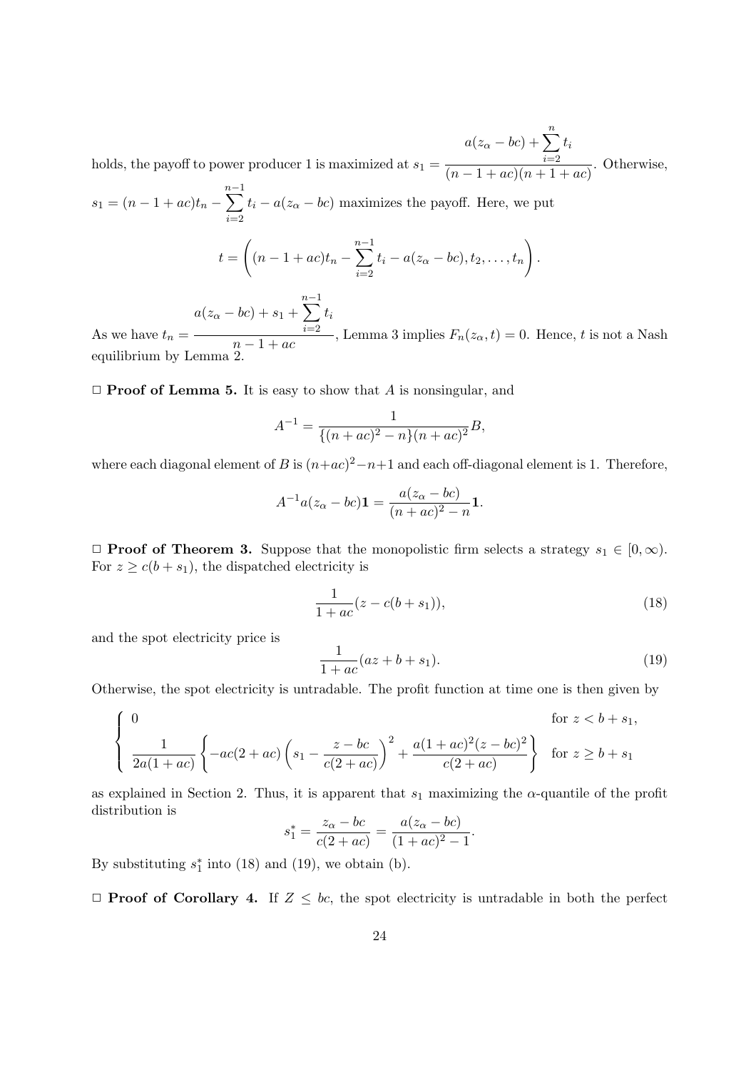holds, the payoff to power producer 1 is maximized at $s_1 = \dfrac{a(z_\alpha - bc) + \sum_{i=2}^{n} t_i}{(n-1+ac)(n+1+ac)}$. Otherwise, $s_1 = (n-1+ac)t_n - \sum_{i=2}^{n-1} t_i - a(z_\alpha - bc)$ maximizes the payoff. Here, we put

$$t = \left( (n-1+ac)t_n - \sum_{i=2}^{n-1} t_i - a(z_\alpha - bc), t_2, \ldots, t_n \right).$$

As we have $t_n = \dfrac{a(z_\alpha - bc) + s_1 + \sum_{i=2}^{n-1} t_i}{n-1+ac}$, Lemma 3 implies $F_n(z_\alpha, t) = 0$. Hence, $t$ is not a Nash equilibrium by Lemma 2.

□ **Proof of Lemma 5.** It is easy to show that $A$ is nonsingular, and

$$A^{-1} = \frac{1}{\{(n+ac)^2 - n\}(n+ac)^2} B,$$

where each diagonal element of $B$ is $(n+ac)^2 - n + 1$ and each off-diagonal element is 1. Therefore,

$$A^{-1} a(z_\alpha - bc)\mathbf{1} = \frac{a(z_\alpha - bc)}{(n+ac)^2 - n}\mathbf{1}.$$

□ **Proof of Theorem 3.** Suppose that the monopolistic firm selects a strategy $s_1 \in [0, \infty)$. For $z \geq c(b + s_1)$, the dispatched electricity is

$$\frac{1}{1+ac}(z - c(b+s_1)), \tag{18}$$

and the spot electricity price is

$$\frac{1}{1+ac}(az + b + s_1). \tag{19}$$

Otherwise, the spot electricity is untradable. The profit function at time one is then given by

$$\begin{cases} 0 & \text{for } z < b + s_1, \\ \dfrac{1}{2a(1+ac)} \left\{ -ac(2+ac)\left(s_1 - \dfrac{z - bc}{c(2+ac)}\right)^2 + \dfrac{a(1+ac)^2(z-bc)^2}{c(2+ac)} \right\} & \text{for } z \geq b + s_1 \end{cases}$$

as explained in Section 2. Thus, it is apparent that $s_1$ maximizing the $\alpha$-quantile of the profit distribution is

$$s_1^* = \frac{z_\alpha - bc}{c(2+ac)} = \frac{a(z_\alpha - bc)}{(1+ac)^2 - 1}.$$

By substituting $s_1^*$ into (18) and (19), we obtain (b).

□ **Proof of Corollary 4.** If $Z \leq bc$, the spot electricity is untradable in both the perfect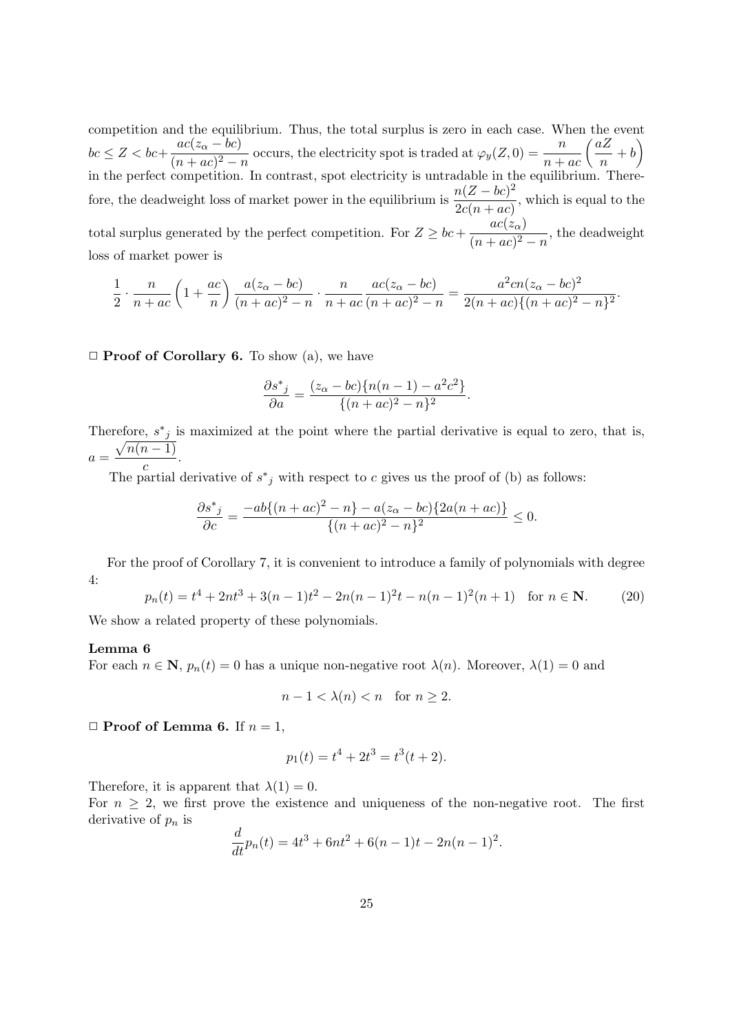competition and the equilibrium. Thus, the total surplus is zero in each case. When the event $bc \le Z < bc + \dfrac{ac(z_\alpha - bc)}{(n+ac)^2 - n}$ occurs, the electricity spot is traded at $\varphi_y(Z, 0) = \dfrac{n}{n+ac}\left(\dfrac{aZ}{n} + b\right)$ in the perfect competition. In contrast, spot electricity is untradable in the equilibrium. Therefore, the deadweight loss of market power in the equilibrium is $\dfrac{n(Z - bc)^2}{2c(n+ac)}$, which is equal to the total surplus generated by the perfect competition. For $Z \ge bc + \dfrac{ac(z_\alpha)}{(n+ac)^2 - n}$, the deadweight loss of market power is

$$\frac{1}{2} \cdot \frac{n}{n+ac}\left(1 + \frac{ac}{n}\right)\frac{a(z_\alpha - bc)}{(n+ac)^2 - n} \cdot \frac{n}{n+ac}\frac{ac(z_\alpha - bc)}{(n+ac)^2 - n} = \frac{a^2cn(z_\alpha - bc)^2}{2(n+ac)\{(n+ac)^2 - n\}^2}.$$

□ **Proof of Corollary 6.** To show (a), we have

$$\frac{\partial s^*{}_j}{\partial a} = \frac{(z_\alpha - bc)\{n(n-1) - a^2c^2\}}{\{(n+ac)^2 - n\}^2}.$$

Therefore, $s^*{}_j$ is maximized at the point where the partial derivative is equal to zero, that is, $a = \dfrac{\sqrt{n(n-1)}}{c}$.

The partial derivative of $s^*{}_j$ with respect to $c$ gives us the proof of (b) as follows:

$$\frac{\partial s^*{}_j}{\partial c} = \frac{-ab\{(n+ac)^2 - n\} - a(z_\alpha - bc)\{2a(n+ac)\}}{\{(n+ac)^2 - n\}^2} \le 0.$$

For the proof of Corollary 7, it is convenient to introduce a family of polynomials with degree 4:

$$p_n(t) = t^4 + 2nt^3 + 3(n-1)t^2 - 2n(n-1)^2 t - n(n-1)^2(n+1) \quad \text{for } n \in \mathbf{N}. \tag{20}$$

We show a related property of these polynomials.

**Lemma 6**

For each $n \in \mathbf{N}$, $p_n(t) = 0$ has a unique non-negative root $\lambda(n)$. Moreover, $\lambda(1) = 0$ and

$$n - 1 < \lambda(n) < n \quad \text{for } n \ge 2.$$

□ **Proof of Lemma 6.** If $n = 1$,

$$p_1(t) = t^4 + 2t^3 = t^3(t+2).$$

Therefore, it is apparent that $\lambda(1) = 0$.

For $n \ge 2$, we first prove the existence and uniqueness of the non-negative root. The first derivative of $p_n$ is

$$\frac{d}{dt}p_n(t) = 4t^3 + 6nt^2 + 6(n-1)t - 2n(n-1)^2.$$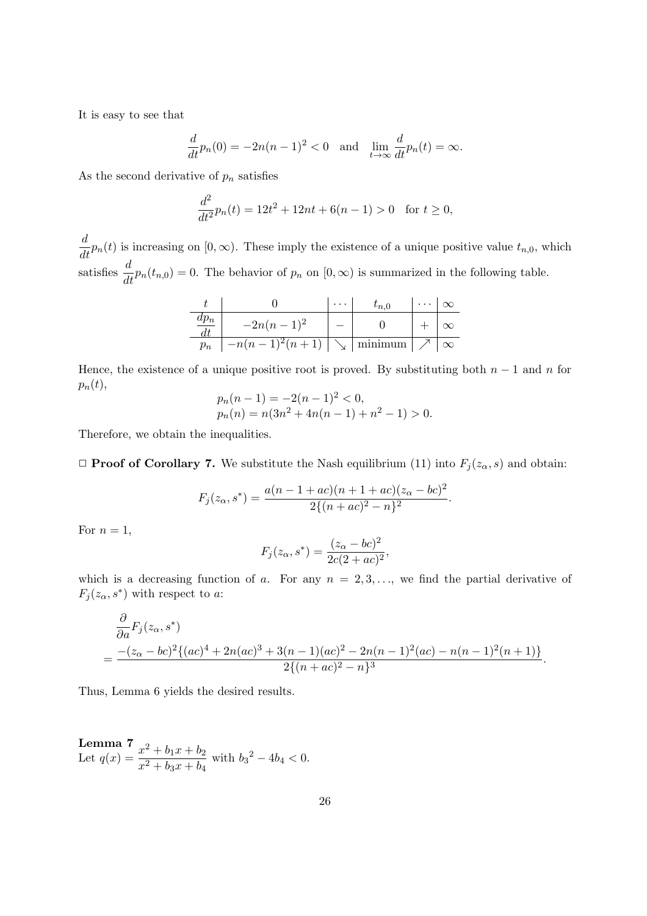It is easy to see that

$$\frac{d}{dt}p_n(0) = -2n(n-1)^2 < 0 \quad \text{and} \quad \lim_{t \to \infty} \frac{d}{dt}p_n(t) = \infty.$$

As the second derivative of $p_n$ satisfies

$$\frac{d^2}{dt^2}p_n(t) = 12t^2 + 12nt + 6(n-1) > 0 \quad \text{for } t \geq 0,$$

$\frac{d}{dt}p_n(t)$ is increasing on $[0, \infty)$. These imply the existence of a unique positive value $t_{n,0}$, which satisfies $\frac{d}{dt}p_n(t_{n,0}) = 0$. The behavior of $p_n$ on $[0, \infty)$ is summarized in the following table.

| $t$ | $0$ | $\cdots$ | $t_{n,0}$ | $\cdots$ | $\infty$ |
|---|---|---|---|---|---|
| $\frac{dp_n}{dt}$ | $-2n(n-1)^2$ | $-$ | $0$ | $+$ | $\infty$ |
| $p_n$ | $-n(n-1)^2(n+1)$ | $\searrow$ | minimum | $\nearrow$ | $\infty$ |

Hence, the existence of a unique positive root is proved. By substituting both $n-1$ and $n$ for $p_n(t)$,

$$p_n(n-1) = -2(n-1)^2 < 0,$$
$$p_n(n) = n(3n^2 + 4n(n-1) + n^2 - 1) > 0.$$

Therefore, we obtain the inequalities.

□ **Proof of Corollary 7.** We substitute the Nash equilibrium (11) into $F_j(z_\alpha, s)$ and obtain:

$$F_j(z_\alpha, s^*) = \frac{a(n-1+ac)(n+1+ac)(z_\alpha - bc)^2}{2\{(n+ac)^2 - n\}^2}.$$

For $n = 1$,

$$F_j(z_\alpha, s^*) = \frac{(z_\alpha - bc)^2}{2c(2+ac)^2},$$

which is a decreasing function of $a$. For any $n = 2, 3, \ldots$, we find the partial derivative of $F_j(z_\alpha, s^*)$ with respect to $a$:

$$\begin{aligned}
&\frac{\partial}{\partial a}F_j(z_\alpha, s^*) \\
&= \frac{-(z_\alpha - bc)^2\{(ac)^4 + 2n(ac)^3 + 3(n-1)(ac)^2 - 2n(n-1)^2(ac) - n(n-1)^2(n+1)\}}{2\{(n+ac)^2 - n\}^3}.
\end{aligned}$$

Thus, Lemma 6 yields the desired results.

**Lemma 7**
Let $q(x) = \dfrac{x^2 + b_1x + b_2}{x^2 + b_3x + b_4}$ with ${b_3}^2 - 4b_4 < 0$.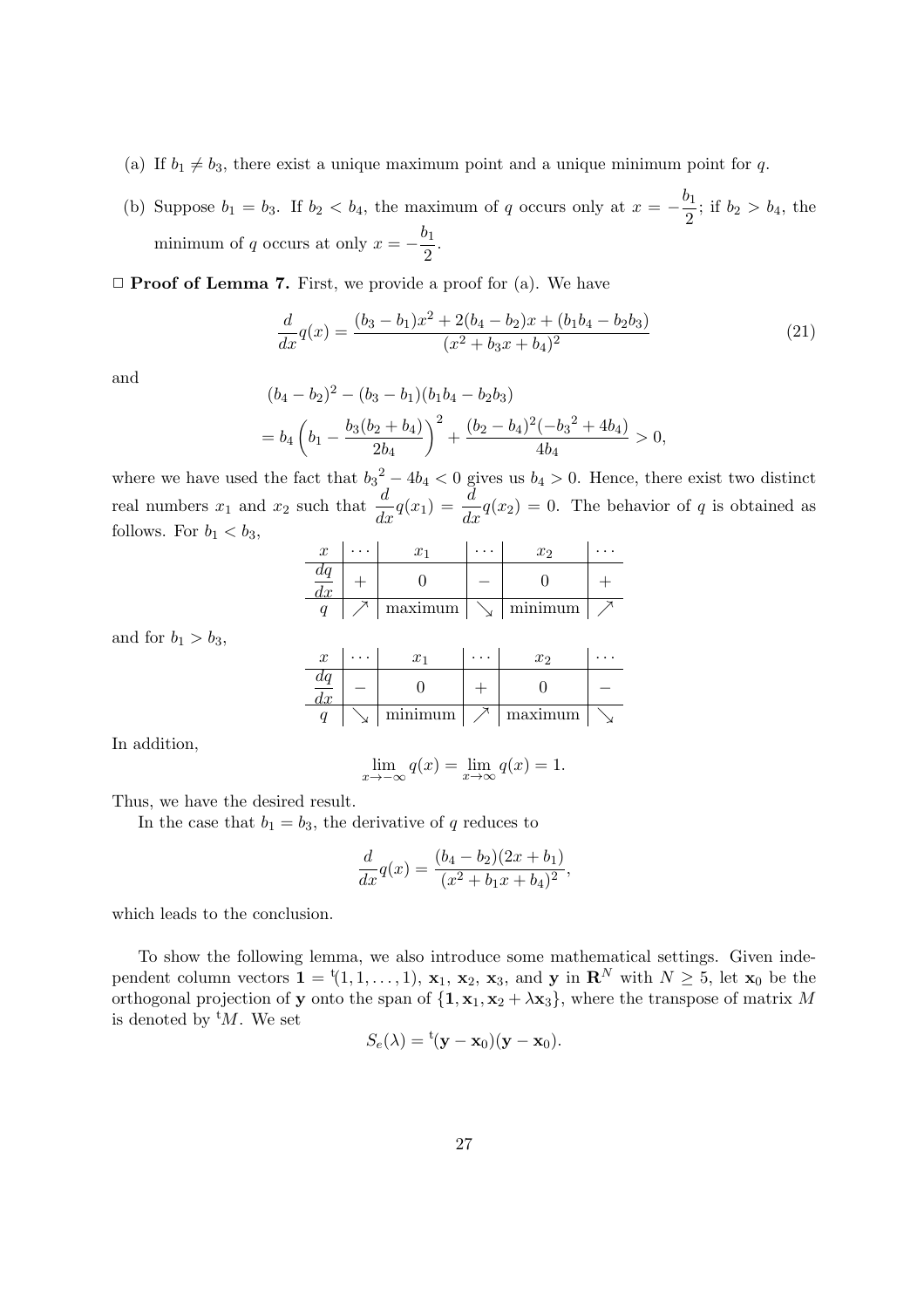(a) If $b_1 \neq b_3$, there exist a unique maximum point and a unique minimum point for $q$.

(b) Suppose $b_1 = b_3$. If $b_2 < b_4$, the maximum of $q$ occurs only at $x = -\dfrac{b_1}{2}$; if $b_2 > b_4$, the minimum of $q$ occurs at only $x = -\dfrac{b_1}{2}$.

□ **Proof of Lemma 7.** First, we provide a proof for (a). We have

$$\frac{d}{dx}q(x) = \frac{(b_3 - b_1)x^2 + 2(b_4 - b_2)x + (b_1 b_4 - b_2 b_3)}{(x^2 + b_3 x + b_4)^2} \tag{21}$$

and

$$\begin{aligned}
&(b_4 - b_2)^2 - (b_3 - b_1)(b_1 b_4 - b_2 b_3) \\
&= b_4 \left( b_1 - \frac{b_3(b_2 + b_4)}{2b_4} \right)^2 + \frac{(b_2 - b_4)^2(-{b_3}^2 + 4b_4)}{4b_4} > 0,
\end{aligned}$$

where we have used the fact that ${b_3}^2 - 4b_4 < 0$ gives us $b_4 > 0$. Hence, there exist two distinct real numbers $x_1$ and $x_2$ such that $\dfrac{d}{dx}q(x_1) = \dfrac{d}{dx}q(x_2) = 0$. The behavior of $q$ is obtained as follows. For $b_1 < b_3$,

| $x$ | $\cdots$ | $x_1$ | $\cdots$ | $x_2$ | $\cdots$ |
|---|---|---|---|---|---|
| $\dfrac{dq}{dx}$ | $+$ | $0$ | $-$ | $0$ | $+$ |
| $q$ | $\nearrow$ | maximum | $\searrow$ | minimum | $\nearrow$ |

and for $b_1 > b_3$,

| $x$ | $\cdots$ | $x_1$ | $\cdots$ | $x_2$ | $\cdots$ |
|---|---|---|---|---|---|
| $\dfrac{dq}{dx}$ | $-$ | $0$ | $+$ | $0$ | $-$ |
| $q$ | $\searrow$ | minimum | $\nearrow$ | maximum | $\searrow$ |

In addition,

$$\lim_{x \to -\infty} q(x) = \lim_{x \to \infty} q(x) = 1.$$

Thus, we have the desired result.

In the case that $b_1 = b_3$, the derivative of $q$ reduces to

$$\frac{d}{dx}q(x) = \frac{(b_4 - b_2)(2x + b_1)}{(x^2 + b_1 x + b_4)^2},$$

which leads to the conclusion.

To show the following lemma, we also introduce some mathematical settings. Given independent column vectors $\mathbf{1} = {}^{\mathrm{t}}(1, 1, \ldots, 1)$, $\mathbf{x}_1$, $\mathbf{x}_2$, $\mathbf{x}_3$, and $\mathbf{y}$ in $\mathbf{R}^N$ with $N \geq 5$, let $\mathbf{x}_0$ be the orthogonal projection of $\mathbf{y}$ onto the span of $\{\mathbf{1}, \mathbf{x}_1, \mathbf{x}_2 + \lambda \mathbf{x}_3\}$, where the transpose of matrix $M$ is denoted by ${}^{\mathrm{t}}M$. We set

$$S_e(\lambda) = {}^{\mathrm{t}}(\mathbf{y} - \mathbf{x}_0)(\mathbf{y} - \mathbf{x}_0).$$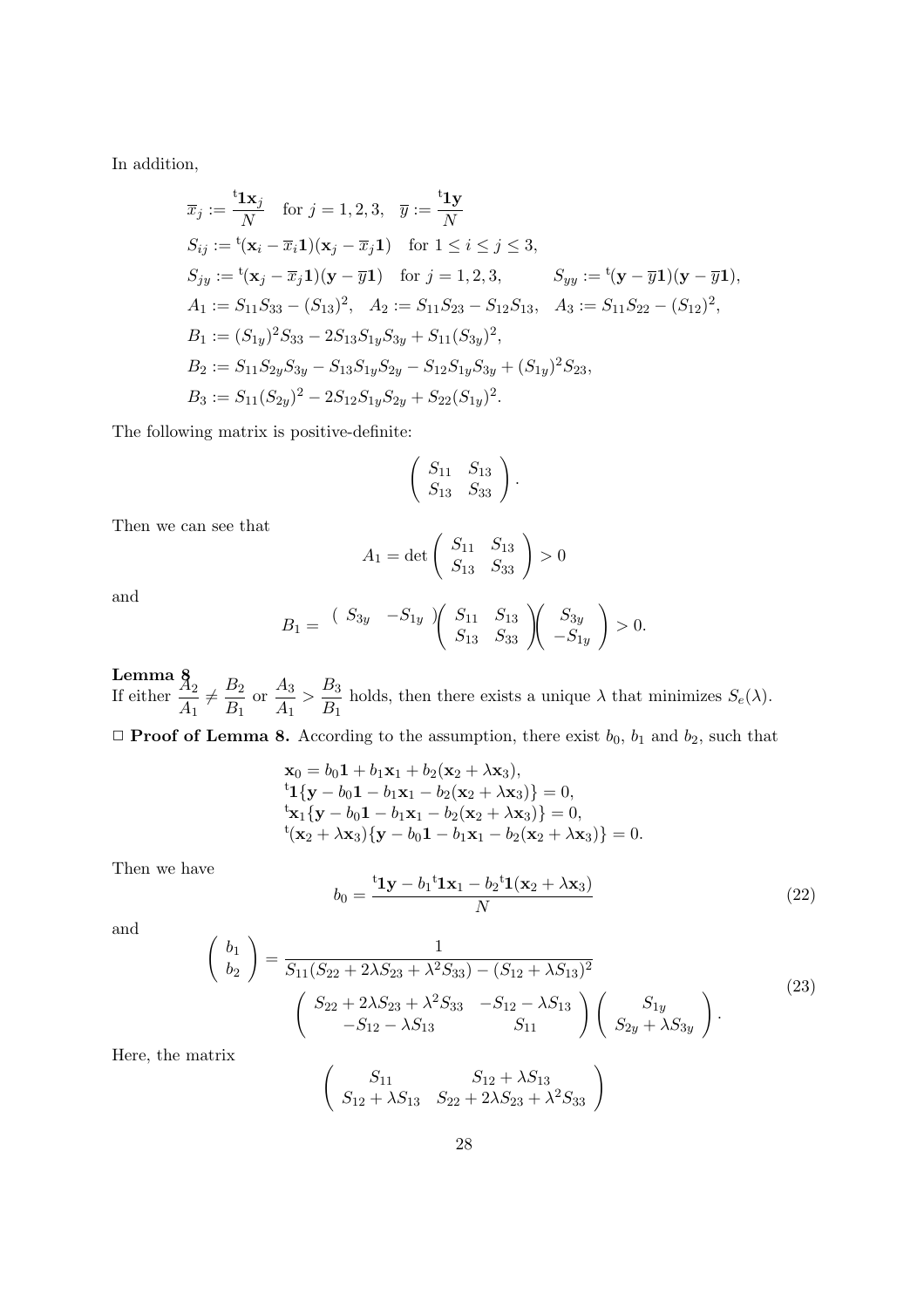In addition,

$$
\begin{aligned}
&\overline{x}_j := \frac{{}^{\mathrm{t}}\mathbf{1}\mathbf{x}_j}{N} \quad \text{for } j = 1, 2, 3, \quad \overline{y} := \frac{{}^{\mathrm{t}}\mathbf{1}\mathbf{y}}{N} \\
&S_{ij} := {}^{\mathrm{t}}(\mathbf{x}_i - \overline{x}_i\mathbf{1})(\mathbf{x}_j - \overline{x}_j\mathbf{1}) \quad \text{for } 1 \leq i \leq j \leq 3, \\
&S_{jy} := {}^{\mathrm{t}}(\mathbf{x}_j - \overline{x}_j\mathbf{1})(\mathbf{y} - \overline{y}\mathbf{1}) \quad \text{for } j = 1, 2, 3, \qquad S_{yy} := {}^{\mathrm{t}}(\mathbf{y} - \overline{y}\mathbf{1})(\mathbf{y} - \overline{y}\mathbf{1}), \\
&A_1 := S_{11}S_{33} - (S_{13})^2, \quad A_2 := S_{11}S_{23} - S_{12}S_{13}, \quad A_3 := S_{11}S_{22} - (S_{12})^2, \\
&B_1 := (S_{1y})^2 S_{33} - 2S_{13}S_{1y}S_{3y} + S_{11}(S_{3y})^2, \\
&B_2 := S_{11}S_{2y}S_{3y} - S_{13}S_{1y}S_{2y} - S_{12}S_{1y}S_{3y} + (S_{1y})^2 S_{23}, \\
&B_3 := S_{11}(S_{2y})^2 - 2S_{12}S_{1y}S_{2y} + S_{22}(S_{1y})^2.
\end{aligned}
$$

The following matrix is positive-definite:

$$
\begin{pmatrix} S_{11} & S_{13} \\ S_{13} & S_{33} \end{pmatrix}.
$$

Then we can see that

$$
A_1 = \det \begin{pmatrix} S_{11} & S_{13} \\ S_{13} & S_{33} \end{pmatrix} > 0
$$

and

$$
B_1 = \begin{pmatrix} S_{3y} & -S_{1y} \end{pmatrix} \begin{pmatrix} S_{11} & S_{13} \\ S_{13} & S_{33} \end{pmatrix} \begin{pmatrix} S_{3y} \\ -S_{1y} \end{pmatrix} > 0.
$$

**Lemma 8**
If either $\dfrac{A_2}{A_1} \neq \dfrac{B_2}{B_1}$ or $\dfrac{A_3}{A_1} > \dfrac{B_3}{B_1}$ holds, then there exists a unique $\lambda$ that minimizes $S_e(\lambda)$.

□ **Proof of Lemma 8.** According to the assumption, there exist $b_0$, $b_1$ and $b_2$, such that

$$
\begin{aligned}
&\mathbf{x}_0 = b_0\mathbf{1} + b_1\mathbf{x}_1 + b_2(\mathbf{x}_2 + \lambda\mathbf{x}_3), \\
&{}^{\mathrm{t}}\mathbf{1}\{\mathbf{y} - b_0\mathbf{1} - b_1\mathbf{x}_1 - b_2(\mathbf{x}_2 + \lambda\mathbf{x}_3)\} = 0, \\
&{}^{\mathrm{t}}\mathbf{x}_1\{\mathbf{y} - b_0\mathbf{1} - b_1\mathbf{x}_1 - b_2(\mathbf{x}_2 + \lambda\mathbf{x}_3)\} = 0, \\
&{}^{\mathrm{t}}(\mathbf{x}_2 + \lambda\mathbf{x}_3)\{\mathbf{y} - b_0\mathbf{1} - b_1\mathbf{x}_1 - b_2(\mathbf{x}_2 + \lambda\mathbf{x}_3)\} = 0.
\end{aligned}
$$

Then we have

$$
b_0 = \frac{{}^{\mathrm{t}}\mathbf{1}\mathbf{y} - b_1{}^{\mathrm{t}}\mathbf{1}\mathbf{x}_1 - b_2{}^{\mathrm{t}}\mathbf{1}(\mathbf{x}_2 + \lambda\mathbf{x}_3)}{N} \tag{22}
$$

and

$$
\begin{aligned}
\begin{pmatrix} b_1 \\ b_2 \end{pmatrix} = &\frac{1}{S_{11}(S_{22} + 2\lambda S_{23} + \lambda^2 S_{33}) - (S_{12} + \lambda S_{13})^2} \\
&\begin{pmatrix} S_{22} + 2\lambda S_{23} + \lambda^2 S_{33} & -S_{12} - \lambda S_{13} \\ -S_{12} - \lambda S_{13} & S_{11} \end{pmatrix} \begin{pmatrix} S_{1y} \\ S_{2y} + \lambda S_{3y} \end{pmatrix}.
\end{aligned} \tag{23}
$$

Here, the matrix

$$
\begin{pmatrix} S_{11} & S_{12} + \lambda S_{13} \\ S_{12} + \lambda S_{13} & S_{22} + 2\lambda S_{23} + \lambda^2 S_{33} \end{pmatrix}
$$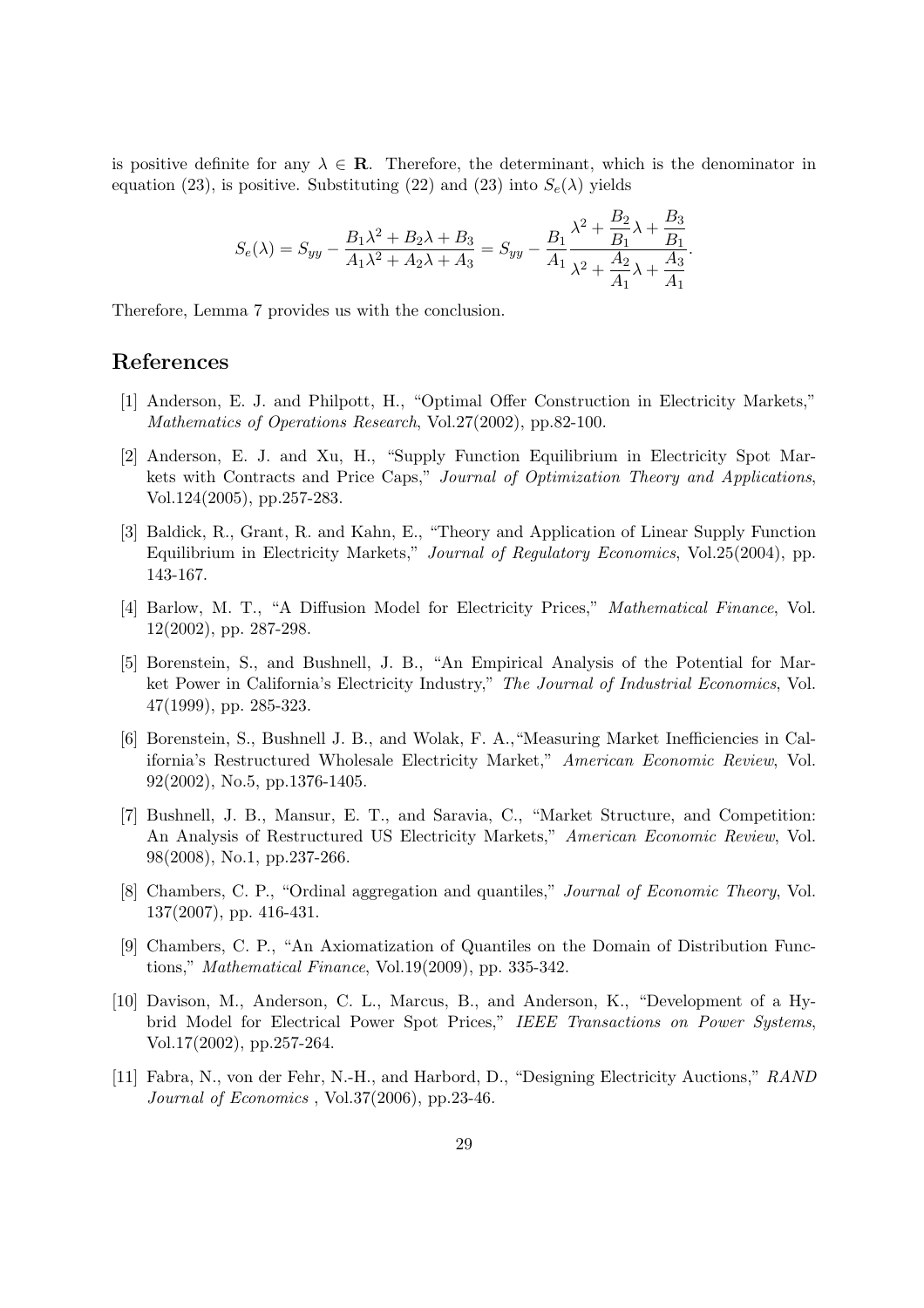is positive definite for any $\lambda \in \mathbf{R}$. Therefore, the determinant, which is the denominator in equation (23), is positive. Substituting (22) and (23) into $S_e(\lambda)$ yields

$$S_e(\lambda) = S_{yy} - \frac{B_1\lambda^2 + B_2\lambda + B_3}{A_1\lambda^2 + A_2\lambda + A_3} = S_{yy} - \frac{B_1}{A_1}\frac{\lambda^2 + \dfrac{B_2}{B_1}\lambda + \dfrac{B_3}{B_1}}{\lambda^2 + \dfrac{A_2}{A_1}\lambda + \dfrac{A_3}{A_1}}.$$

Therefore, Lemma 7 provides us with the conclusion.

## References

[1] Anderson, E. J. and Philpott, H., "Optimal Offer Construction in Electricity Markets," *Mathematics of Operations Research*, Vol.27(2002), pp.82-100.

[2] Anderson, E. J. and Xu, H., "Supply Function Equilibrium in Electricity Spot Markets with Contracts and Price Caps," *Journal of Optimization Theory and Applications*, Vol.124(2005), pp.257-283.

[3] Baldick, R., Grant, R. and Kahn, E., "Theory and Application of Linear Supply Function Equilibrium in Electricity Markets," *Journal of Regulatory Economics*, Vol.25(2004), pp. 143-167.

[4] Barlow, M. T., "A Diffusion Model for Electricity Prices," *Mathematical Finance*, Vol. 12(2002), pp. 287-298.

[5] Borenstein, S., and Bushnell, J. B., "An Empirical Analysis of the Potential for Market Power in California's Electricity Industry," *The Journal of Industrial Economics*, Vol. 47(1999), pp. 285-323.

[6] Borenstein, S., Bushnell J. B., and Wolak, F. A.,"Measuring Market Inefficiencies in California's Restructured Wholesale Electricity Market," *American Economic Review*, Vol. 92(2002), No.5, pp.1376-1405.

[7] Bushnell, J. B., Mansur, E. T., and Saravia, C., "Market Structure, and Competition: An Analysis of Restructured US Electricity Markets," *American Economic Review*, Vol. 98(2008), No.1, pp.237-266.

[8] Chambers, C. P., "Ordinal aggregation and quantiles," *Journal of Economic Theory*, Vol. 137(2007), pp. 416-431.

[9] Chambers, C. P., "An Axiomatization of Quantiles on the Domain of Distribution Functions," *Mathematical Finance*, Vol.19(2009), pp. 335-342.

[10] Davison, M., Anderson, C. L., Marcus, B., and Anderson, K., "Development of a Hybrid Model for Electrical Power Spot Prices," *IEEE Transactions on Power Systems*, Vol.17(2002), pp.257-264.

[11] Fabra, N., von der Fehr, N.-H., and Harbord, D., "Designing Electricity Auctions," *RAND Journal of Economics* , Vol.37(2006), pp.23-46.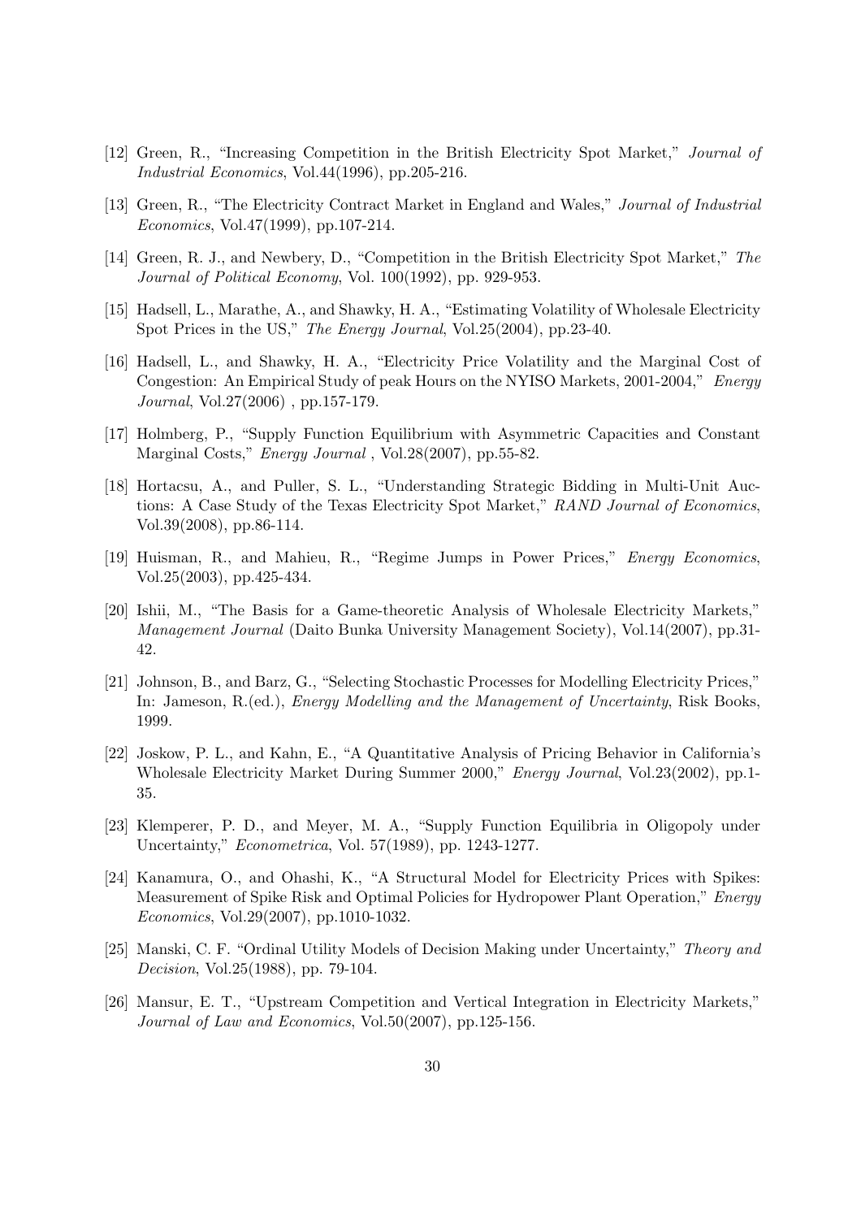[12] Green, R., "Increasing Competition in the British Electricity Spot Market," *Journal of Industrial Economics*, Vol.44(1996), pp.205-216.

[13] Green, R., "The Electricity Contract Market in England and Wales," *Journal of Industrial Economics*, Vol.47(1999), pp.107-214.

[14] Green, R. J., and Newbery, D., "Competition in the British Electricity Spot Market," *The Journal of Political Economy*, Vol. 100(1992), pp. 929-953.

[15] Hadsell, L., Marathe, A., and Shawky, H. A., "Estimating Volatility of Wholesale Electricity Spot Prices in the US," *The Energy Journal*, Vol.25(2004), pp.23-40.

[16] Hadsell, L., and Shawky, H. A., "Electricity Price Volatility and the Marginal Cost of Congestion: An Empirical Study of peak Hours on the NYISO Markets, 2001-2004," *Energy Journal*, Vol.27(2006) , pp.157-179.

[17] Holmberg, P., "Supply Function Equilibrium with Asymmetric Capacities and Constant Marginal Costs," *Energy Journal* , Vol.28(2007), pp.55-82.

[18] Hortacsu, A., and Puller, S. L., "Understanding Strategic Bidding in Multi-Unit Auctions: A Case Study of the Texas Electricity Spot Market," *RAND Journal of Economics*, Vol.39(2008), pp.86-114.

[19] Huisman, R., and Mahieu, R., "Regime Jumps in Power Prices," *Energy Economics*, Vol.25(2003), pp.425-434.

[20] Ishii, M., "The Basis for a Game-theoretic Analysis of Wholesale Electricity Markets," *Management Journal* (Daito Bunka University Management Society), Vol.14(2007), pp.31-42.

[21] Johnson, B., and Barz, G., "Selecting Stochastic Processes for Modelling Electricity Prices," In: Jameson, R.(ed.), *Energy Modelling and the Management of Uncertainty*, Risk Books, 1999.

[22] Joskow, P. L., and Kahn, E., "A Quantitative Analysis of Pricing Behavior in California's Wholesale Electricity Market During Summer 2000," *Energy Journal*, Vol.23(2002), pp.1-35.

[23] Klemperer, P. D., and Meyer, M. A., "Supply Function Equilibria in Oligopoly under Uncertainty," *Econometrica*, Vol. 57(1989), pp. 1243-1277.

[24] Kanamura, O., and Ohashi, K., "A Structural Model for Electricity Prices with Spikes: Measurement of Spike Risk and Optimal Policies for Hydropower Plant Operation," *Energy Economics*, Vol.29(2007), pp.1010-1032.

[25] Manski, C. F. "Ordinal Utility Models of Decision Making under Uncertainty," *Theory and Decision*, Vol.25(1988), pp. 79-104.

[26] Mansur, E. T., "Upstream Competition and Vertical Integration in Electricity Markets," *Journal of Law and Economics*, Vol.50(2007), pp.125-156.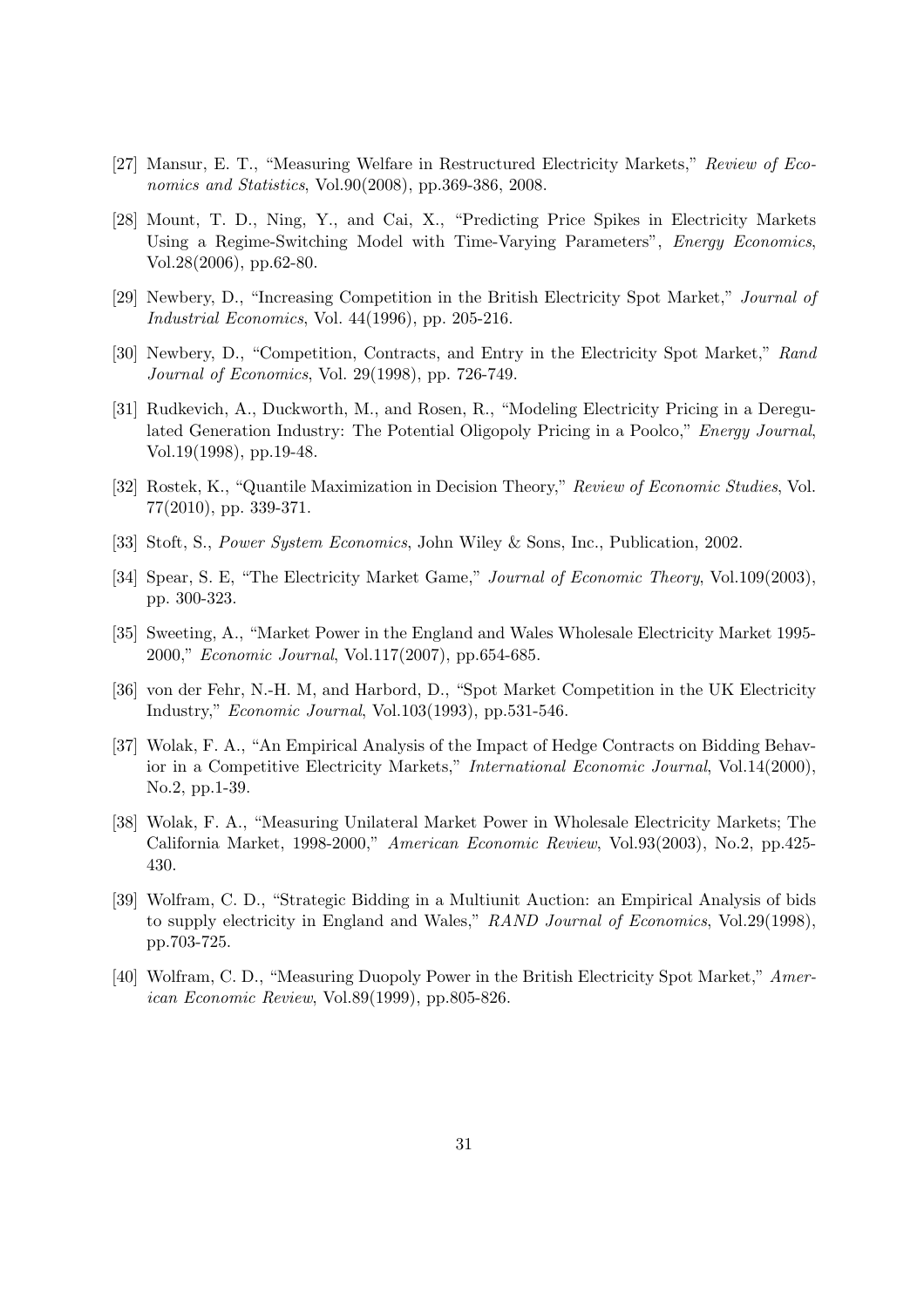[27] Mansur, E. T., "Measuring Welfare in Restructured Electricity Markets," *Review of Economics and Statistics*, Vol.90(2008), pp.369-386, 2008.

[28] Mount, T. D., Ning, Y., and Cai, X., "Predicting Price Spikes in Electricity Markets Using a Regime-Switching Model with Time-Varying Parameters", *Energy Economics*, Vol.28(2006), pp.62-80.

[29] Newbery, D., "Increasing Competition in the British Electricity Spot Market," *Journal of Industrial Economics*, Vol. 44(1996), pp. 205-216.

[30] Newbery, D., "Competition, Contracts, and Entry in the Electricity Spot Market," *Rand Journal of Economics*, Vol. 29(1998), pp. 726-749.

[31] Rudkevich, A., Duckworth, M., and Rosen, R., "Modeling Electricity Pricing in a Deregulated Generation Industry: The Potential Oligopoly Pricing in a Poolco," *Energy Journal*, Vol.19(1998), pp.19-48.

[32] Rostek, K., "Quantile Maximization in Decision Theory," *Review of Economic Studies*, Vol. 77(2010), pp. 339-371.

[33] Stoft, S., *Power System Economics*, John Wiley & Sons, Inc., Publication, 2002.

[34] Spear, S. E, "The Electricity Market Game," *Journal of Economic Theory*, Vol.109(2003), pp. 300-323.

[35] Sweeting, A., "Market Power in the England and Wales Wholesale Electricity Market 1995-2000," *Economic Journal*, Vol.117(2007), pp.654-685.

[36] von der Fehr, N.-H. M, and Harbord, D., "Spot Market Competition in the UK Electricity Industry," *Economic Journal*, Vol.103(1993), pp.531-546.

[37] Wolak, F. A., "An Empirical Analysis of the Impact of Hedge Contracts on Bidding Behavior in a Competitive Electricity Markets," *International Economic Journal*, Vol.14(2000), No.2, pp.1-39.

[38] Wolak, F. A., "Measuring Unilateral Market Power in Wholesale Electricity Markets; The California Market, 1998-2000," *American Economic Review*, Vol.93(2003), No.2, pp.425-430.

[39] Wolfram, C. D., "Strategic Bidding in a Multiunit Auction: an Empirical Analysis of bids to supply electricity in England and Wales," *RAND Journal of Economics*, Vol.29(1998), pp.703-725.

[40] Wolfram, C. D., "Measuring Duopoly Power in the British Electricity Spot Market," *American Economic Review*, Vol.89(1999), pp.805-826.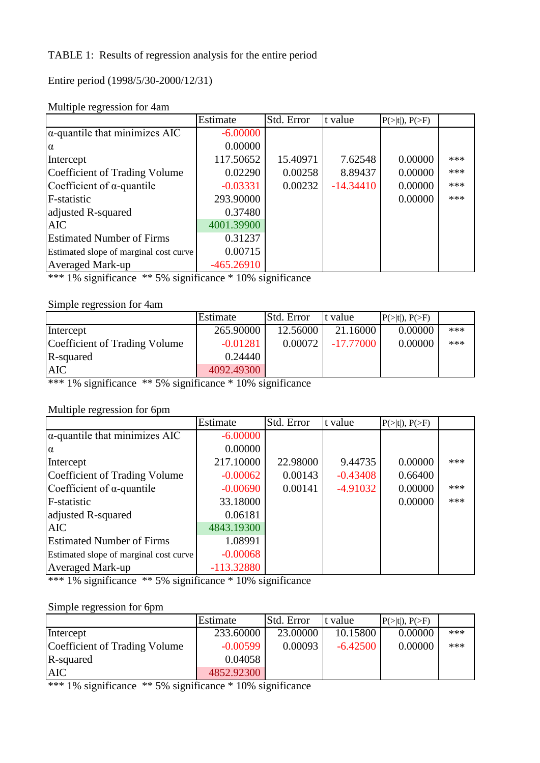TABLE 1: Results of regression analysis for the entire period

Entire period (1998/5/30-2000/12/31)

Multiple regression for 4am

| | Estimate | Std. Error | t value | P(>\|t\|), P(>F) | |
|---|---|---|---|---|---|
| α-quantile that minimizes AIC | -6.00000 | | | | |
| α | 0.00000 | | | | |
| Intercept | 117.50652 | 15.40971 | 7.62548 | 0.00000 | *** |
| Coefficient of Trading Volume | 0.02290 | 0.00258 | 8.89437 | 0.00000 | *** |
| Coefficient of α-quantile | -0.03331 | 0.00232 | -14.34410 | 0.00000 | *** |
| F-statistic | 293.90000 | | | 0.00000 | *** |
| adjusted R-squared | 0.37480 | | | | |
| AIC | 4001.39900 | | | | |
| Estimated Number of Firms | 0.31237 | | | | |
| Estimated slope of marginal cost curve | 0.00715 | | | | |
| Averaged Mark-up | -465.26910 | | | | |

*** 1% significance ** 5% significance * 10% significance

Simple regression for 4am

| | Estimate | Std. Error | t value | P(>\|t\|), P(>F) | |
|---|---|---|---|---|---|
| Intercept | 265.90000 | 12.56000 | 21.16000 | 0.00000 | *** |
| Coefficient of Trading Volume | -0.01281 | 0.00072 | -17.77000 | 0.00000 | *** |
| R-squared | 0.24440 | | | | |
| AIC | 4092.49300 | | | | |

*** 1% significance ** 5% significance * 10% significance

Multiple regression for 6pm

| | Estimate | Std. Error | t value | P(>\|t\|), P(>F) | |
|---|---|---|---|---|---|
| α-quantile that minimizes AIC | -6.00000 | | | | |
| α | 0.00000 | | | | |
| Intercept | 217.10000 | 22.98000 | 9.44735 | 0.00000 | *** |
| Coefficient of Trading Volume | -0.00062 | 0.00143 | -0.43408 | 0.66400 | |
| Coefficient of α-quantile | -0.00690 | 0.00141 | -4.91032 | 0.00000 | *** |
| F-statistic | 33.18000 | | | 0.00000 | *** |
| adjusted R-squared | 0.06181 | | | | |
| AIC | 4843.19300 | | | | |
| Estimated Number of Firms | 1.08991 | | | | |
| Estimated slope of marginal cost curve | -0.00068 | | | | |
| Averaged Mark-up | -113.32880 | | | | |

*** 1% significance ** 5% significance * 10% significance

Simple regression for 6pm

| | Estimate | Std. Error | t value | P(>\|t\|), P(>F) | |
|---|---|---|---|---|---|
| Intercept | 233.60000 | 23.00000 | 10.15800 | 0.00000 | *** |
| Coefficient of Trading Volume | -0.00599 | 0.00093 | -6.42500 | 0.00000 | *** |
| R-squared | 0.04058 | | | | |
| AIC | 4852.92300 | | | | |

*** 1% significance ** 5% significance * 10% significance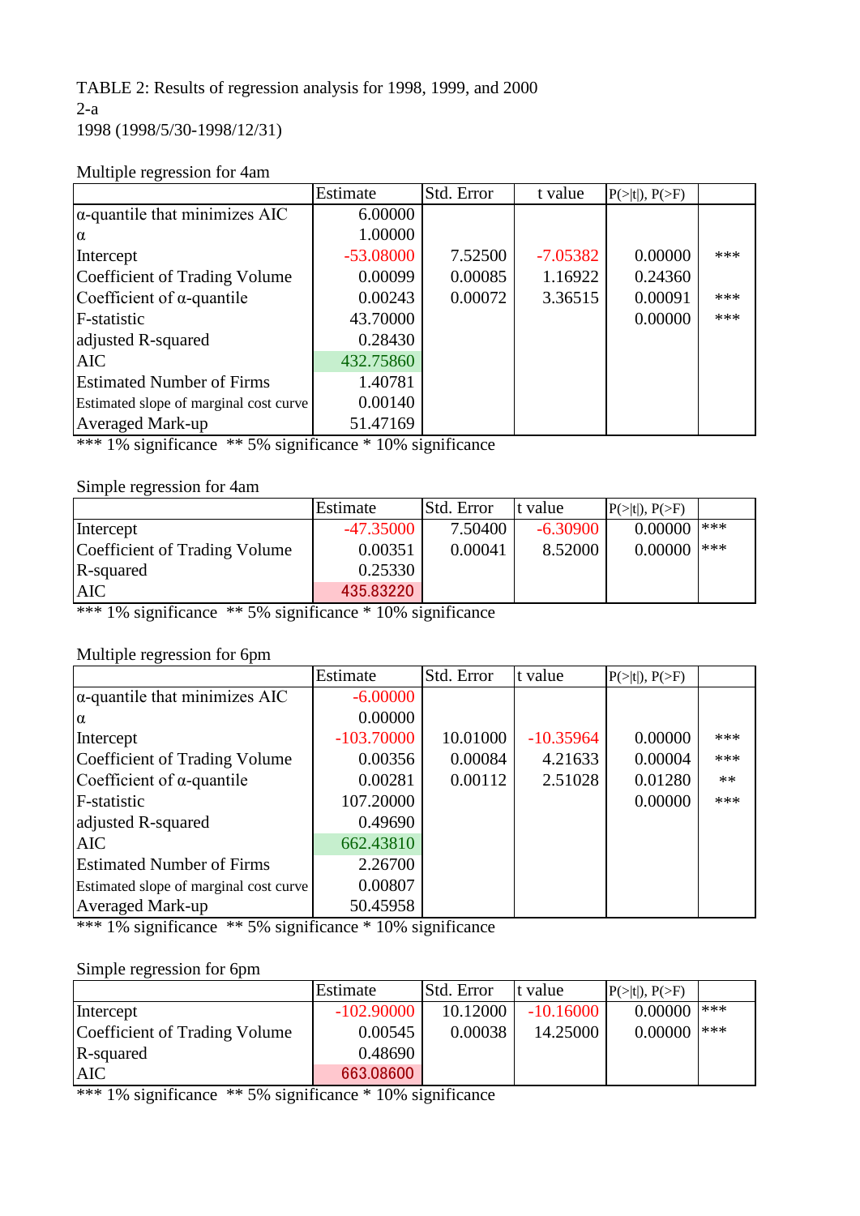TABLE 2: Results of regression analysis for 1998, 1999, and 2000

2-a

1998 (1998/5/30-1998/12/31)

Multiple regression for 4am

| | Estimate | Std. Error | t value | P(>\|t\|), P(>F) | |
|---|---|---|---|---|---|
| α-quantile that minimizes AIC | 6.00000 | | | | |
| α | 1.00000 | | | | |
| Intercept | -53.08000 | 7.52500 | -7.05382 | 0.00000 | *** |
| Coefficient of Trading Volume | 0.00099 | 0.00085 | 1.16922 | 0.24360 | |
| Coefficient of α-quantile | 0.00243 | 0.00072 | 3.36515 | 0.00091 | *** |
| F-statistic | 43.70000 | | | 0.00000 | *** |
| adjusted R-squared | 0.28430 | | | | |
| AIC | 432.75860 | | | | |
| Estimated Number of Firms | 1.40781 | | | | |
| Estimated slope of marginal cost curve | 0.00140 | | | | |
| Averaged Mark-up | 51.47169 | | | | |

*** 1% significance ** 5% significance * 10% significance

Simple regression for 4am

| | Estimate | Std. Error | t value | P(>\|t\|), P(>F) | |
|---|---|---|---|---|---|
| Intercept | -47.35000 | 7.50400 | -6.30900 | 0.00000 | *** |
| Coefficient of Trading Volume | 0.00351 | 0.00041 | 8.52000 | 0.00000 | *** |
| R-squared | 0.25330 | | | | |
| AIC | 435.83220 | | | | |

*** 1% significance ** 5% significance * 10% significance

Multiple regression for 6pm

| | Estimate | Std. Error | t value | P(>\|t\|), P(>F) | |
|---|---|---|---|---|---|
| α-quantile that minimizes AIC | -6.00000 | | | | |
| α | 0.00000 | | | | |
| Intercept | -103.70000 | 10.01000 | -10.35964 | 0.00000 | *** |
| Coefficient of Trading Volume | 0.00356 | 0.00084 | 4.21633 | 0.00004 | *** |
| Coefficient of α-quantile | 0.00281 | 0.00112 | 2.51028 | 0.01280 | ** |
| F-statistic | 107.20000 | | | 0.00000 | *** |
| adjusted R-squared | 0.49690 | | | | |
| AIC | 662.43810 | | | | |
| Estimated Number of Firms | 2.26700 | | | | |
| Estimated slope of marginal cost curve | 0.00807 | | | | |
| Averaged Mark-up | 50.45958 | | | | |

*** 1% significance ** 5% significance * 10% significance

Simple regression for 6pm

| | Estimate | Std. Error | t value | P(>\|t\|), P(>F) | |
|---|---|---|---|---|---|
| Intercept | -102.90000 | 10.12000 | -10.16000 | 0.00000 | *** |
| Coefficient of Trading Volume | 0.00545 | 0.00038 | 14.25000 | 0.00000 | *** |
| R-squared | 0.48690 | | | | |
| AIC | 663.08600 | | | | |

*** 1% significance ** 5% significance * 10% significance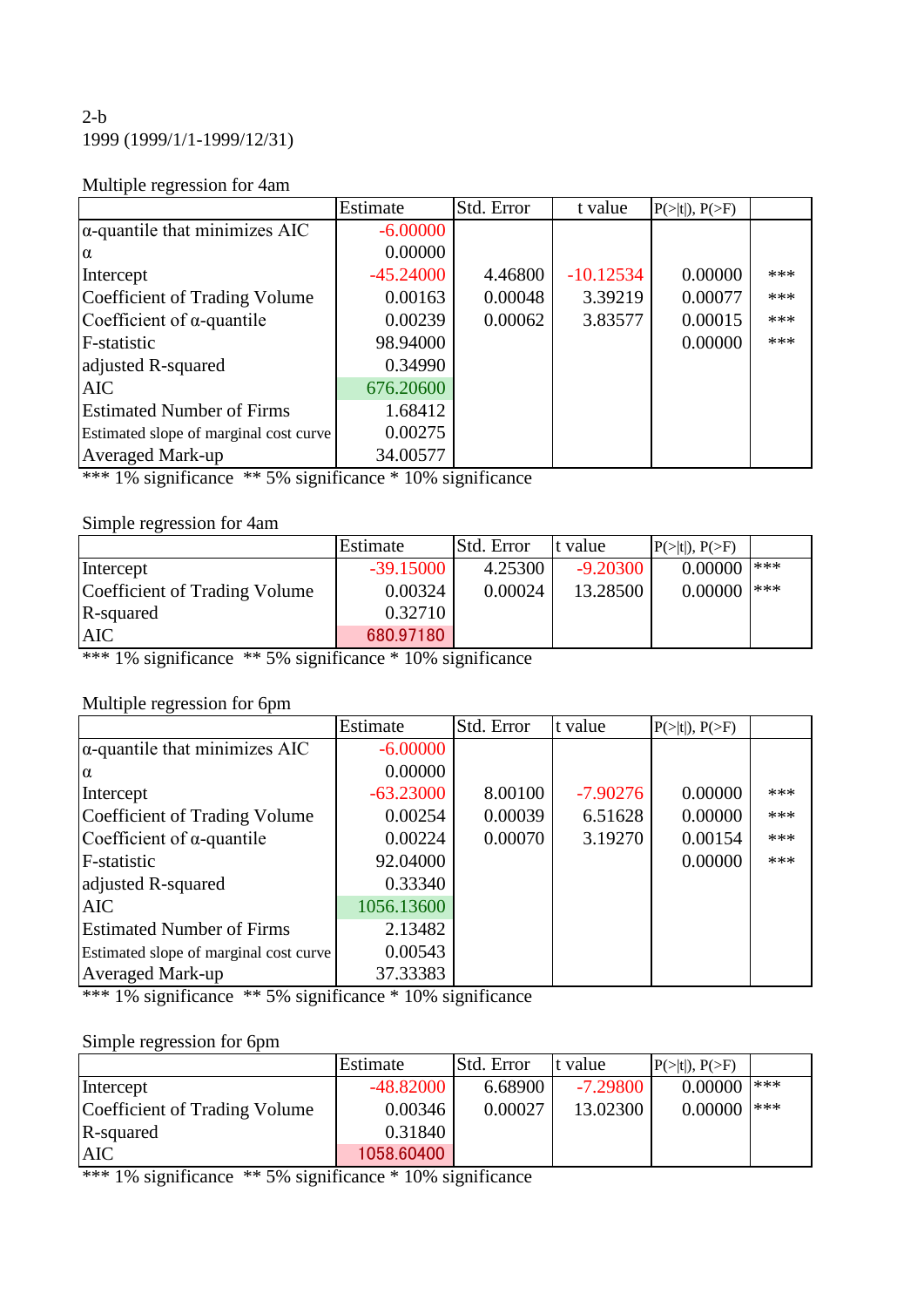2-b

1999 (1999/1/1-1999/12/31)

Multiple regression for 4am

| | Estimate | Std. Error | t value | P(>\|t\|), P(>F) | |
|---|---|---|---|---|---|
| α-quantile that minimizes AIC | -6.00000 | | | | |
| α | 0.00000 | | | | |
| Intercept | -45.24000 | 4.46800 | -10.12534 | 0.00000 | *** |
| Coefficient of Trading Volume | 0.00163 | 0.00048 | 3.39219 | 0.00077 | *** |
| Coefficient of α-quantile | 0.00239 | 0.00062 | 3.83577 | 0.00015 | *** |
| F-statistic | 98.94000 | | | 0.00000 | *** |
| adjusted R-squared | 0.34990 | | | | |
| AIC | 676.20600 | | | | |
| Estimated Number of Firms | 1.68412 | | | | |
| Estimated slope of marginal cost curve | 0.00275 | | | | |
| Averaged Mark-up | 34.00577 | | | | |

*** 1% significance ** 5% significance * 10% significance

Simple regression for 4am

| | Estimate | Std. Error | t value | P(>\|t\|), P(>F) | |
|---|---|---|---|---|---|
| Intercept | -39.15000 | 4.25300 | -9.20300 | 0.00000 | *** |
| Coefficient of Trading Volume | 0.00324 | 0.00024 | 13.28500 | 0.00000 | *** |
| R-squared | 0.32710 | | | | |
| AIC | 680.97180 | | | | |

*** 1% significance ** 5% significance * 10% significance

Multiple regression for 6pm

| | Estimate | Std. Error | t value | P(>\|t\|), P(>F) | |
|---|---|---|---|---|---|
| α-quantile that minimizes AIC | -6.00000 | | | | |
| α | 0.00000 | | | | |
| Intercept | -63.23000 | 8.00100 | -7.90276 | 0.00000 | *** |
| Coefficient of Trading Volume | 0.00254 | 0.00039 | 6.51628 | 0.00000 | *** |
| Coefficient of α-quantile | 0.00224 | 0.00070 | 3.19270 | 0.00154 | *** |
| F-statistic | 92.04000 | | | 0.00000 | *** |
| adjusted R-squared | 0.33340 | | | | |
| AIC | 1056.13600 | | | | |
| Estimated Number of Firms | 2.13482 | | | | |
| Estimated slope of marginal cost curve | 0.00543 | | | | |
| Averaged Mark-up | 37.33383 | | | | |

*** 1% significance ** 5% significance * 10% significance

Simple regression for 6pm

| | Estimate | Std. Error | t value | P(>\|t\|), P(>F) | |
|---|---|---|---|---|---|
| Intercept | -48.82000 | 6.68900 | -7.29800 | 0.00000 | *** |
| Coefficient of Trading Volume | 0.00346 | 0.00027 | 13.02300 | 0.00000 | *** |
| R-squared | 0.31840 | | | | |
| AIC | 1058.60400 | | | | |

*** 1% significance ** 5% significance * 10% significance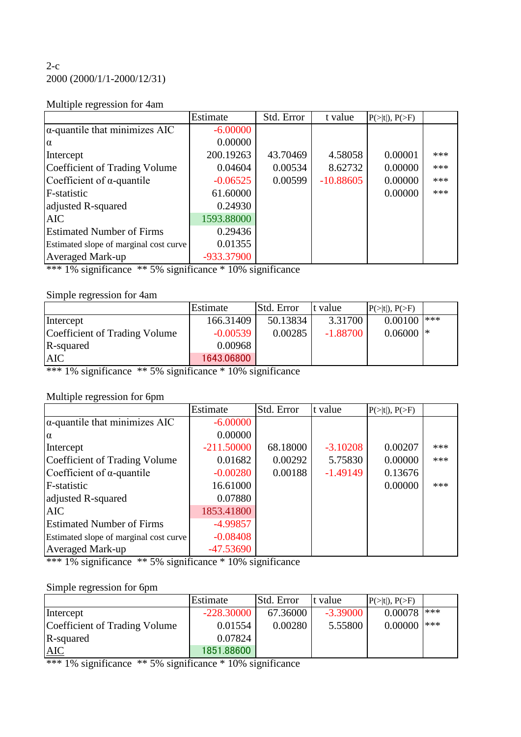2-c

2000 (2000/1/1-2000/12/31)

Multiple regression for 4am

| | Estimate | Std. Error | t value | P(>\|t\|), P(>F) | |
|---|---|---|---|---|---|
| α-quantile that minimizes AIC | -6.00000 | | | | |
| α | 0.00000 | | | | |
| Intercept | 200.19263 | 43.70469 | 4.58058 | 0.00001 | *** |
| Coefficient of Trading Volume | 0.04604 | 0.00534 | 8.62732 | 0.00000 | *** |
| Coefficient of α-quantile | -0.06525 | 0.00599 | -10.88605 | 0.00000 | *** |
| F-statistic | 61.60000 | | | 0.00000 | *** |
| adjusted R-squared | 0.24930 | | | | |
| AIC | 1593.88000 | | | | |
| Estimated Number of Firms | 0.29436 | | | | |
| Estimated slope of marginal cost curve | 0.01355 | | | | |
| Averaged Mark-up | -933.37900 | | | | |

*** 1% significance ** 5% significance * 10% significance

Simple regression for 4am

| | Estimate | Std. Error | t value | P(>\|t\|), P(>F) | |
|---|---|---|---|---|---|
| Intercept | 166.31409 | 50.13834 | 3.31700 | 0.00100 | *** |
| Coefficient of Trading Volume | -0.00539 | 0.00285 | -1.88700 | 0.06000 | * |
| R-squared | 0.00968 | | | | |
| AIC | 1643.06800 | | | | |

*** 1% significance ** 5% significance * 10% significance

Multiple regression for 6pm

| | Estimate | Std. Error | t value | P(>\|t\|), P(>F) | |
|---|---|---|---|---|---|
| α-quantile that minimizes AIC | -6.00000 | | | | |
| α | 0.00000 | | | | |
| Intercept | -211.50000 | 68.18000 | -3.10208 | 0.00207 | *** |
| Coefficient of Trading Volume | 0.01682 | 0.00292 | 5.75830 | 0.00000 | *** |
| Coefficient of α-quantile | -0.00280 | 0.00188 | -1.49149 | 0.13676 | |
| F-statistic | 16.61000 | | | 0.00000 | *** |
| adjusted R-squared | 0.07880 | | | | |
| AIC | 1853.41800 | | | | |
| Estimated Number of Firms | -4.99857 | | | | |
| Estimated slope of marginal cost curve | -0.08408 | | | | |
| Averaged Mark-up | -47.53690 | | | | |

*** 1% significance ** 5% significance * 10% significance

Simple regression for 6pm

| | Estimate | Std. Error | t value | P(>\|t\|), P(>F) | |
|---|---|---|---|---|---|
| Intercept | -228.30000 | 67.36000 | -3.39000 | 0.00078 | *** |
| Coefficient of Trading Volume | 0.01554 | 0.00280 | 5.55800 | 0.00000 | *** |
| R-squared | 0.07824 | | | | |
| AIC | 1851.88600 | | | | |

*** 1% significance ** 5% significance * 10% significance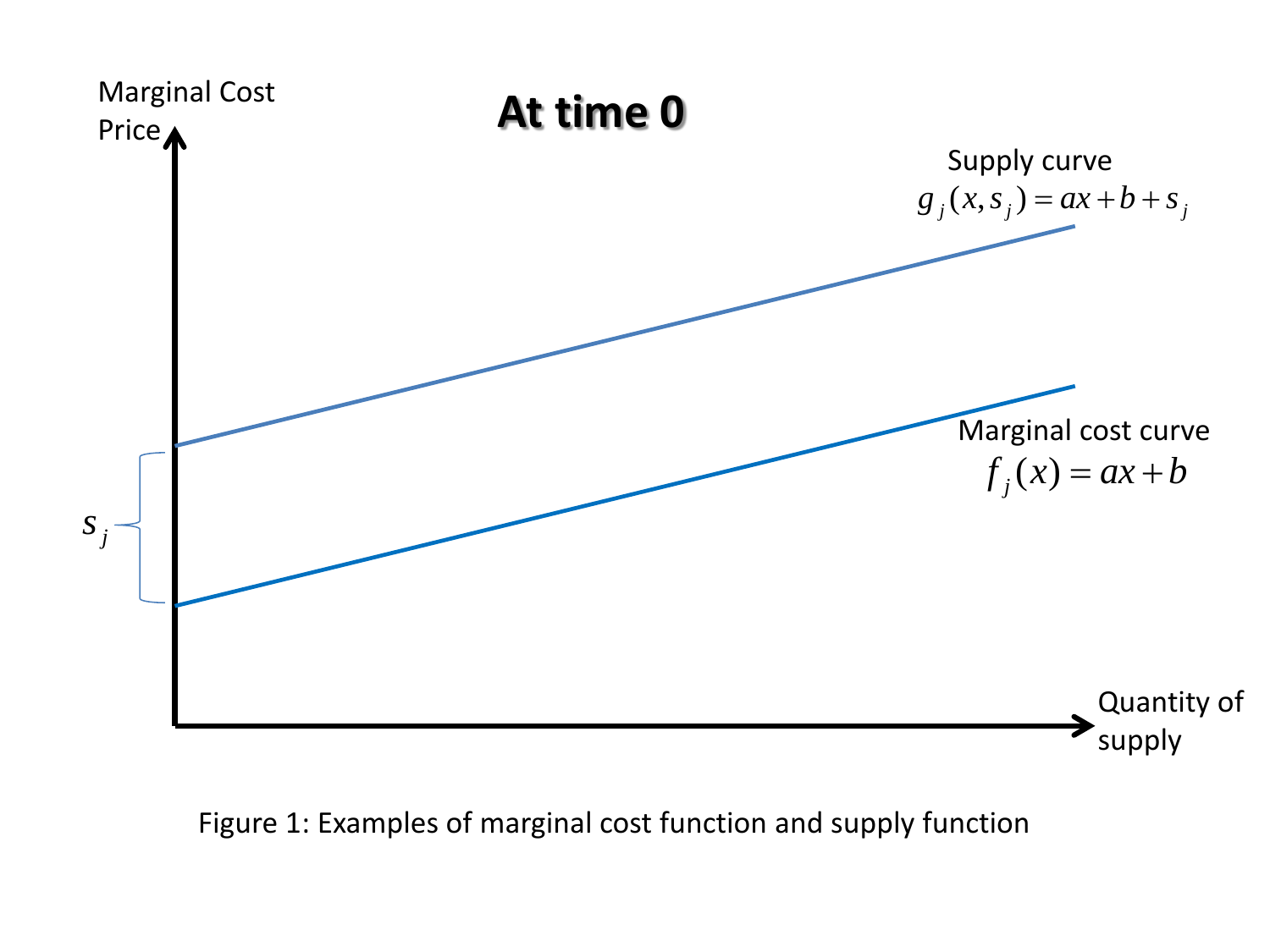**At time 0**

Marginal Cost
Price

Supply curve
$g_j(x, s_j) = ax + b + s_j$

Marginal cost curve
$f_j(x) = ax + b$

$s_j$

Quantity of supply

Figure 1: Examples of marginal cost function and supply function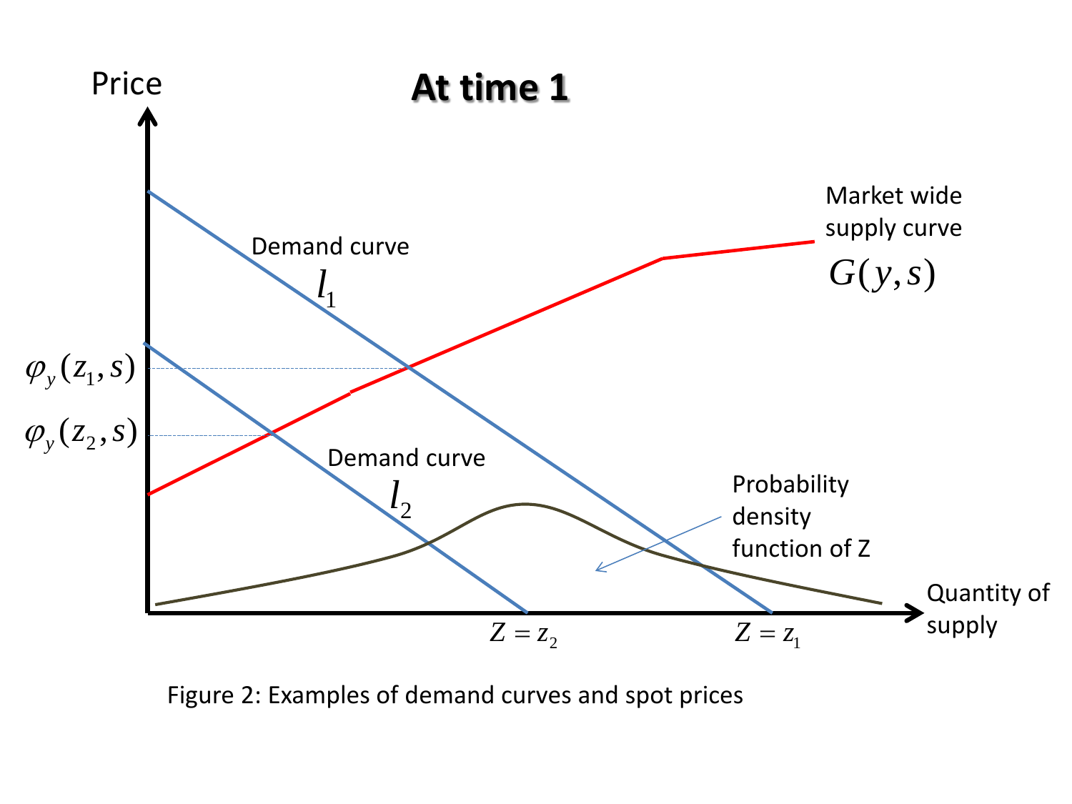Figure 2: Examples of demand curves and spot prices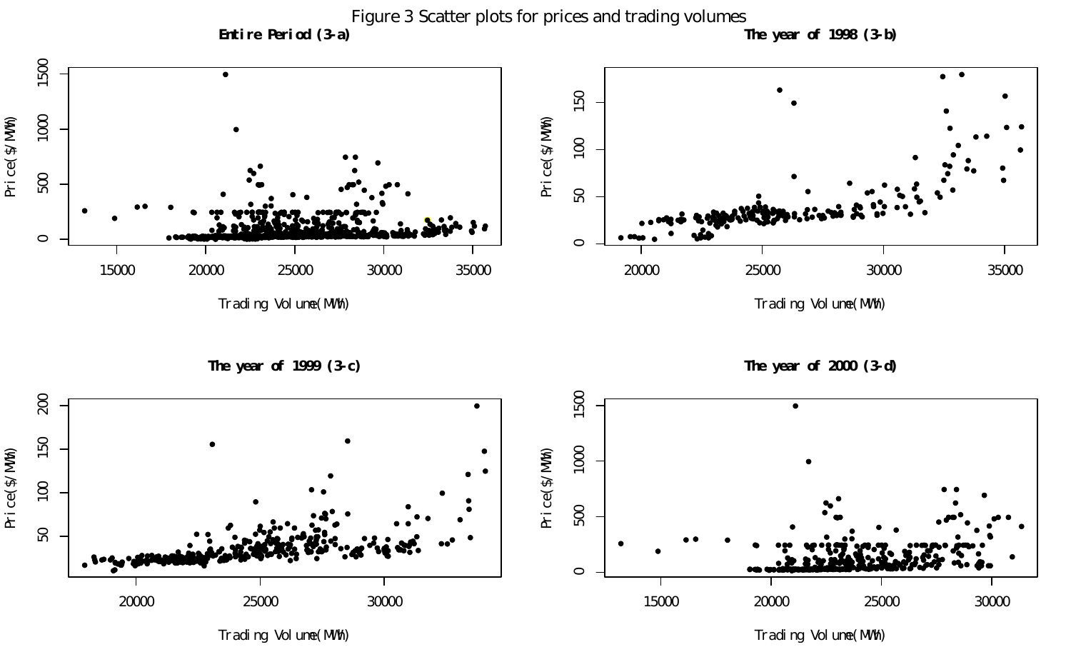Figure 3 Scatter plots for prices and trading volumes

**Entire Period (3-a)**

Price($/MWh)

0
500
1000
1500

15000
20000
25000
30000
35000

Trading Volume(MWh)

**The year of 1998 (3-b)**

Price($/MWh)

0
50
100
150

20000
25000
30000
35000

Trading Volume(MWh)

**The year of 1999 (3-c)**

Price($/MWh)

50
100
150
200

20000
25000
30000

Trading Volume(MWh)

**The year of 2000 (3-d)**

Price($/MWh)

0
500
1000
1500

15000
20000
25000
30000

Trading Volume(MWh)